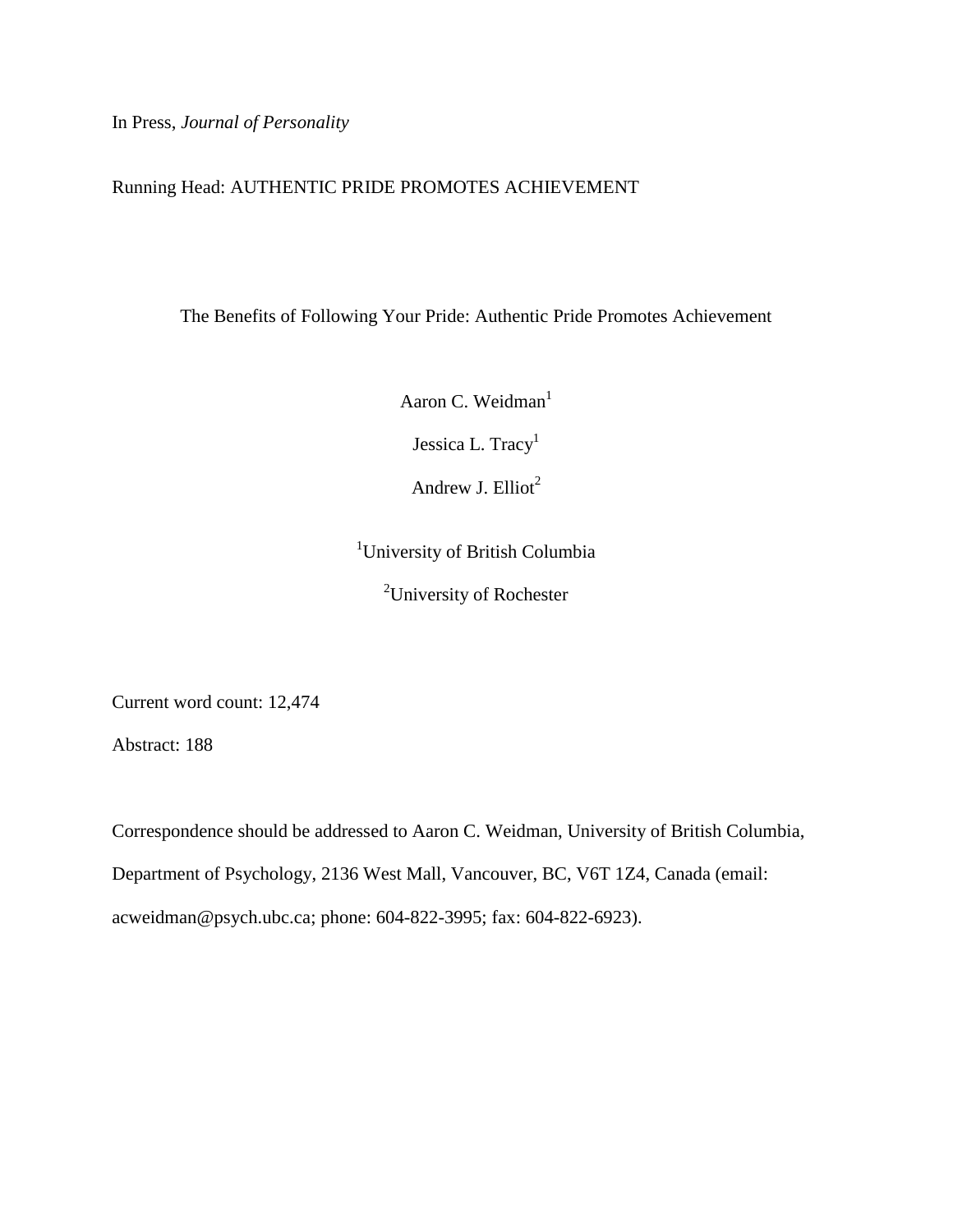In Press, *Journal of Personality*

Running Head: AUTHENTIC PRIDE PROMOTES ACHIEVEMENT

# The Benefits of Following Your Pride: Authentic Pride Promotes Achievement

Aaron C. Weidman[1]

Jessica L. Tracy[1]

Andrew J. Elliot[2]

[1]University of British Columbia

[2]University of Rochester

Current word count: 12,474

Abstract: 188

Correspondence should be addressed to Aaron C. Weidman, University of British Columbia, Department of Psychology, 2136 West Mall, Vancouver, BC, V6T 1Z4, Canada (email: acweidman@psych.ubc.ca; phone: 604-822-3995; fax: 604-822-6923).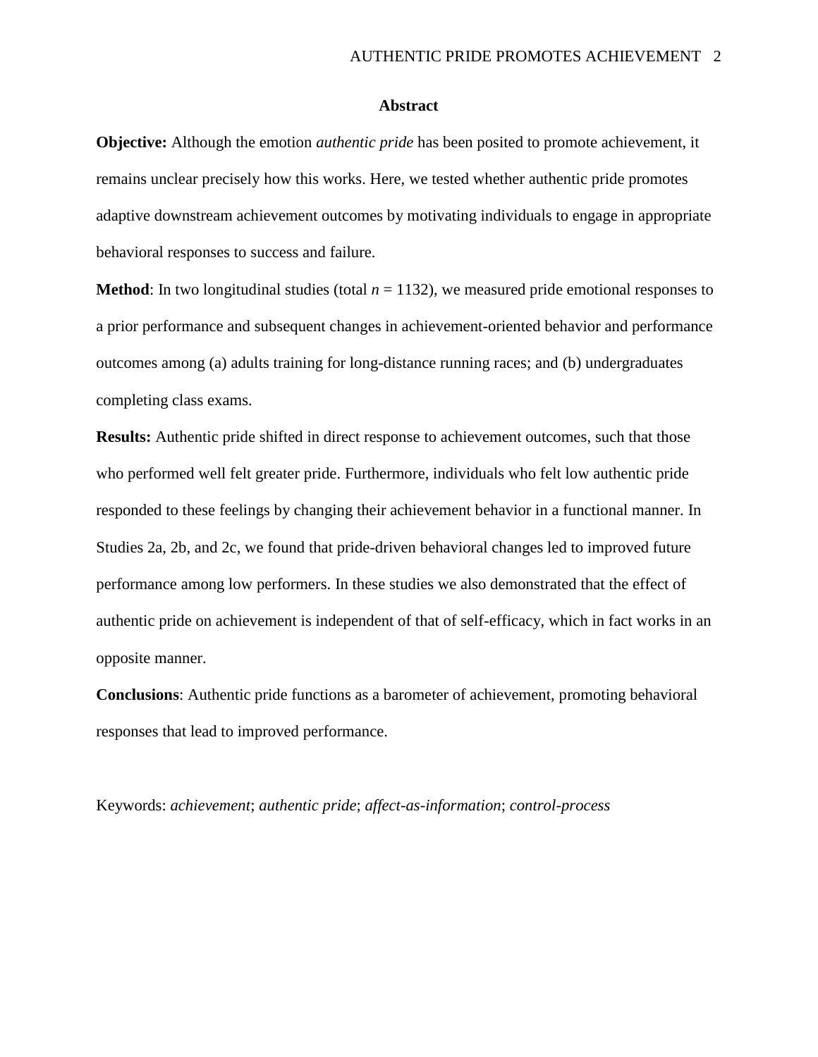## Abstract

**Objective:** Although the emotion *authentic pride* has been posited to promote achievement, it remains unclear precisely how this works. Here, we tested whether authentic pride promotes adaptive downstream achievement outcomes by motivating individuals to engage in appropriate behavioral responses to success and failure.

**Method**: In two longitudinal studies (total $n$ = 1132), we measured pride emotional responses to a prior performance and subsequent changes in achievement-oriented behavior and performance outcomes among (a) adults training for long-distance running races; and (b) undergraduates completing class exams.

**Results:** Authentic pride shifted in direct response to achievement outcomes, such that those who performed well felt greater pride. Furthermore, individuals who felt low authentic pride responded to these feelings by changing their achievement behavior in a functional manner. In Studies 2a, 2b, and 2c, we found that pride-driven behavioral changes led to improved future performance among low performers. In these studies we also demonstrated that the effect of authentic pride on achievement is independent of that of self-efficacy, which in fact works in an opposite manner.

**Conclusions**: Authentic pride functions as a barometer of achievement, promoting behavioral responses that lead to improved performance.

Keywords: *achievement*; *authentic pride*; *affect-as-information*; *control-process*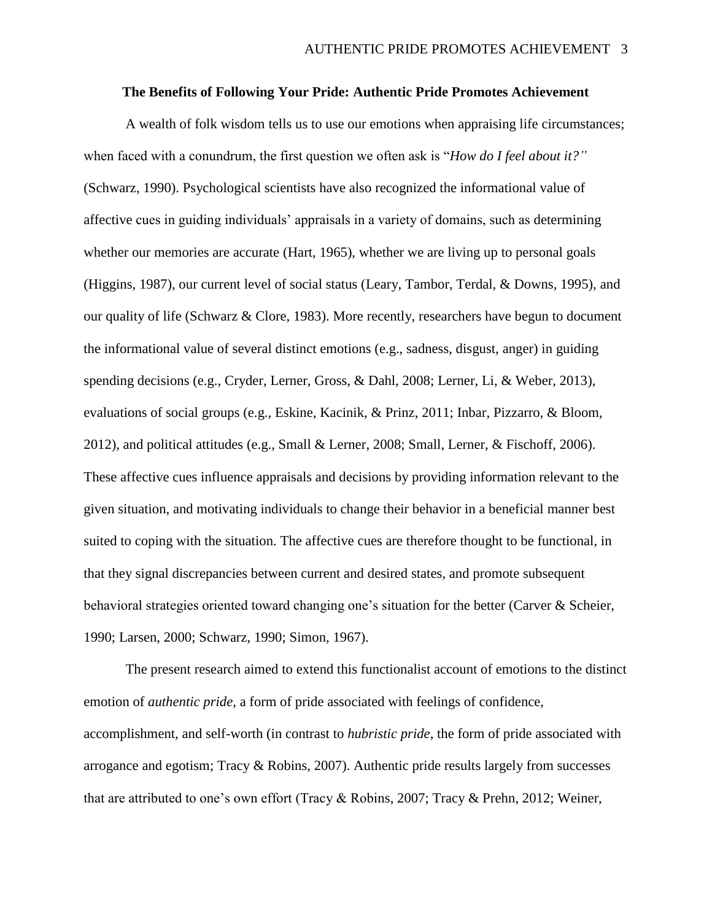## The Benefits of Following Your Pride: Authentic Pride Promotes Achievement

A wealth of folk wisdom tells us to use our emotions when appraising life circumstances; when faced with a conundrum, the first question we often ask is "*How do I feel about it?"* (Schwarz, 1990). Psychological scientists have also recognized the informational value of affective cues in guiding individuals' appraisals in a variety of domains, such as determining whether our memories are accurate (Hart, 1965), whether we are living up to personal goals (Higgins, 1987), our current level of social status (Leary, Tambor, Terdal, & Downs, 1995), and our quality of life (Schwarz & Clore, 1983). More recently, researchers have begun to document the informational value of several distinct emotions (e.g., sadness, disgust, anger) in guiding spending decisions (e.g., Cryder, Lerner, Gross, & Dahl, 2008; Lerner, Li, & Weber, 2013), evaluations of social groups (e.g., Eskine, Kacinik, & Prinz, 2011; Inbar, Pizzarro, & Bloom, 2012), and political attitudes (e.g., Small & Lerner, 2008; Small, Lerner, & Fischoff, 2006). These affective cues influence appraisals and decisions by providing information relevant to the given situation, and motivating individuals to change their behavior in a beneficial manner best suited to coping with the situation. The affective cues are therefore thought to be functional, in that they signal discrepancies between current and desired states, and promote subsequent behavioral strategies oriented toward changing one's situation for the better (Carver & Scheier, 1990; Larsen, 2000; Schwarz, 1990; Simon, 1967).

The present research aimed to extend this functionalist account of emotions to the distinct emotion of *authentic pride*, a form of pride associated with feelings of confidence, accomplishment, and self-worth (in contrast to *hubristic pride*, the form of pride associated with arrogance and egotism; Tracy & Robins, 2007). Authentic pride results largely from successes that are attributed to one's own effort (Tracy & Robins, 2007; Tracy & Prehn, 2012; Weiner,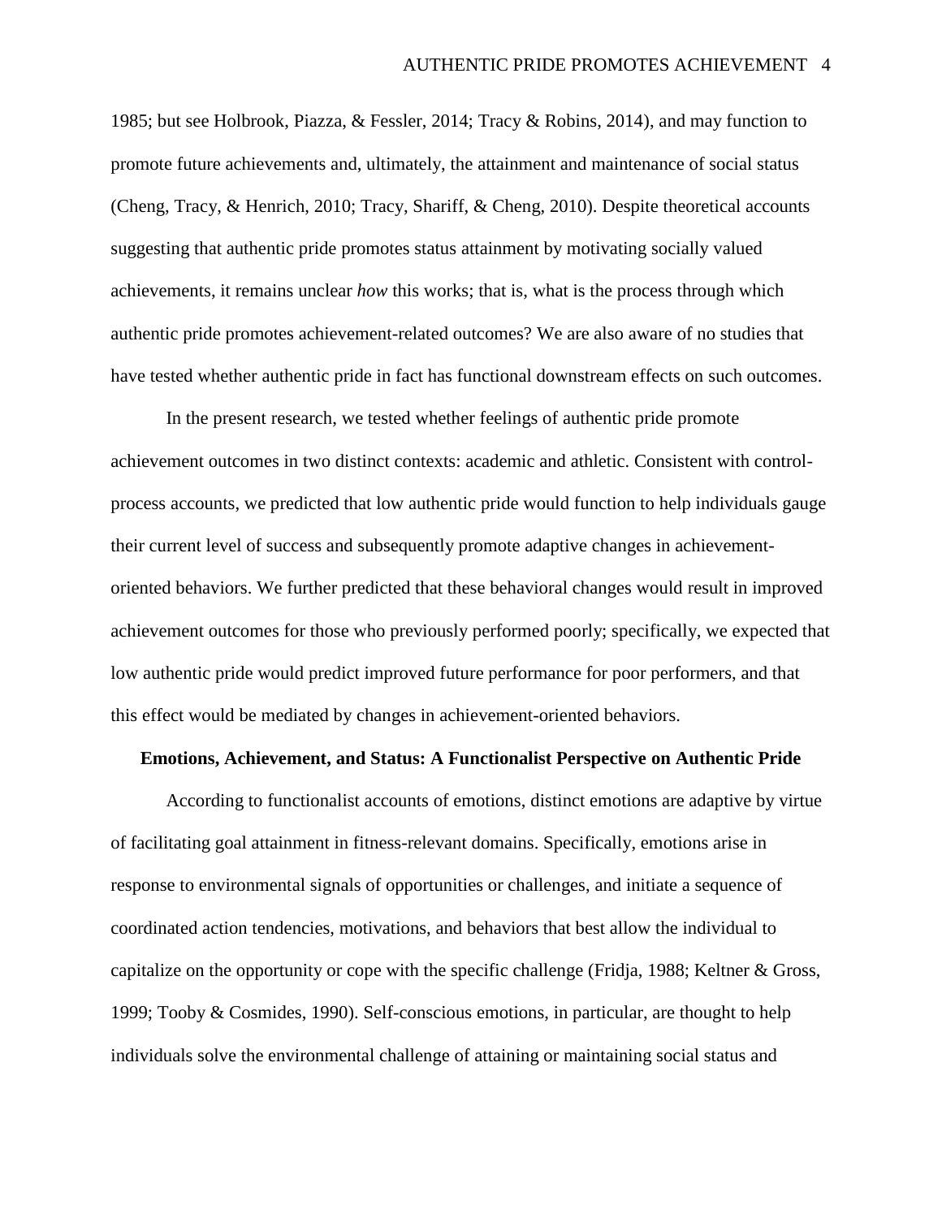1985; but see Holbrook, Piazza, & Fessler, 2014; Tracy & Robins, 2014), and may function to promote future achievements and, ultimately, the attainment and maintenance of social status (Cheng, Tracy, & Henrich, 2010; Tracy, Shariff, & Cheng, 2010). Despite theoretical accounts suggesting that authentic pride promotes status attainment by motivating socially valued achievements, it remains unclear *how* this works; that is, what is the process through which authentic pride promotes achievement-related outcomes? We are also aware of no studies that have tested whether authentic pride in fact has functional downstream effects on such outcomes.

In the present research, we tested whether feelings of authentic pride promote achievement outcomes in two distinct contexts: academic and athletic. Consistent with control-process accounts, we predicted that low authentic pride would function to help individuals gauge their current level of success and subsequently promote adaptive changes in achievement-oriented behaviors. We further predicted that these behavioral changes would result in improved achievement outcomes for those who previously performed poorly; specifically, we expected that low authentic pride would predict improved future performance for poor performers, and that this effect would be mediated by changes in achievement-oriented behaviors.

## Emotions, Achievement, and Status: A Functionalist Perspective on Authentic Pride

According to functionalist accounts of emotions, distinct emotions are adaptive by virtue of facilitating goal attainment in fitness-relevant domains. Specifically, emotions arise in response to environmental signals of opportunities or challenges, and initiate a sequence of coordinated action tendencies, motivations, and behaviors that best allow the individual to capitalize on the opportunity or cope with the specific challenge (Fridja, 1988; Keltner & Gross, 1999; Tooby & Cosmides, 1990). Self-conscious emotions, in particular, are thought to help individuals solve the environmental challenge of attaining or maintaining social status and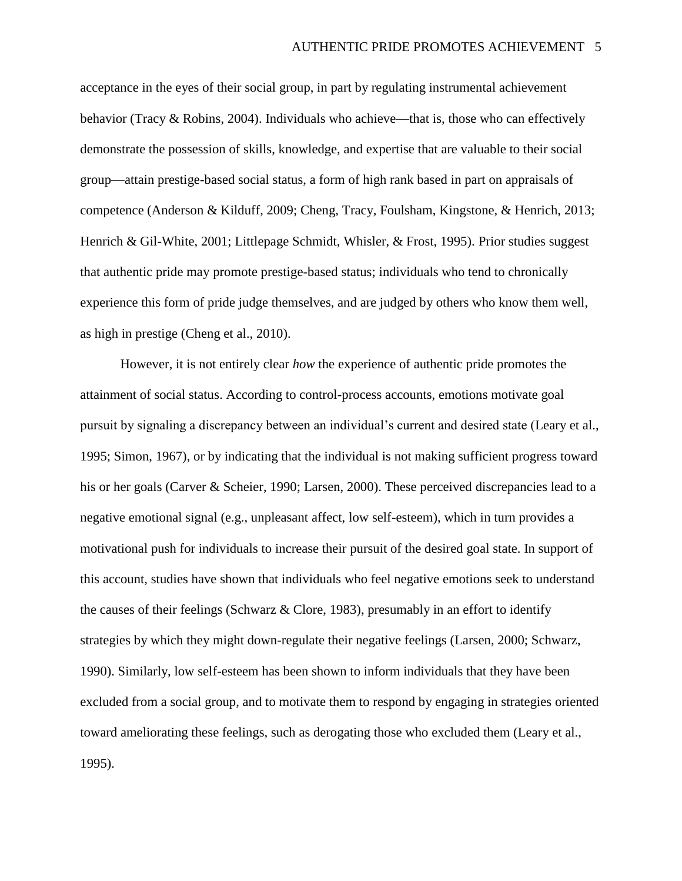acceptance in the eyes of their social group, in part by regulating instrumental achievement behavior (Tracy & Robins, 2004). Individuals who achieve—that is, those who can effectively demonstrate the possession of skills, knowledge, and expertise that are valuable to their social group—attain prestige-based social status, a form of high rank based in part on appraisals of competence (Anderson & Kilduff, 2009; Cheng, Tracy, Foulsham, Kingstone, & Henrich, 2013; Henrich & Gil-White, 2001; Littlepage Schmidt, Whisler, & Frost, 1995). Prior studies suggest that authentic pride may promote prestige-based status; individuals who tend to chronically experience this form of pride judge themselves, and are judged by others who know them well, as high in prestige (Cheng et al., 2010).

However, it is not entirely clear *how* the experience of authentic pride promotes the attainment of social status. According to control-process accounts, emotions motivate goal pursuit by signaling a discrepancy between an individual's current and desired state (Leary et al., 1995; Simon, 1967), or by indicating that the individual is not making sufficient progress toward his or her goals (Carver & Scheier, 1990; Larsen, 2000). These perceived discrepancies lead to a negative emotional signal (e.g., unpleasant affect, low self-esteem), which in turn provides a motivational push for individuals to increase their pursuit of the desired goal state. In support of this account, studies have shown that individuals who feel negative emotions seek to understand the causes of their feelings (Schwarz & Clore, 1983), presumably in an effort to identify strategies by which they might down-regulate their negative feelings (Larsen, 2000; Schwarz, 1990). Similarly, low self-esteem has been shown to inform individuals that they have been excluded from a social group, and to motivate them to respond by engaging in strategies oriented toward ameliorating these feelings, such as derogating those who excluded them (Leary et al., 1995).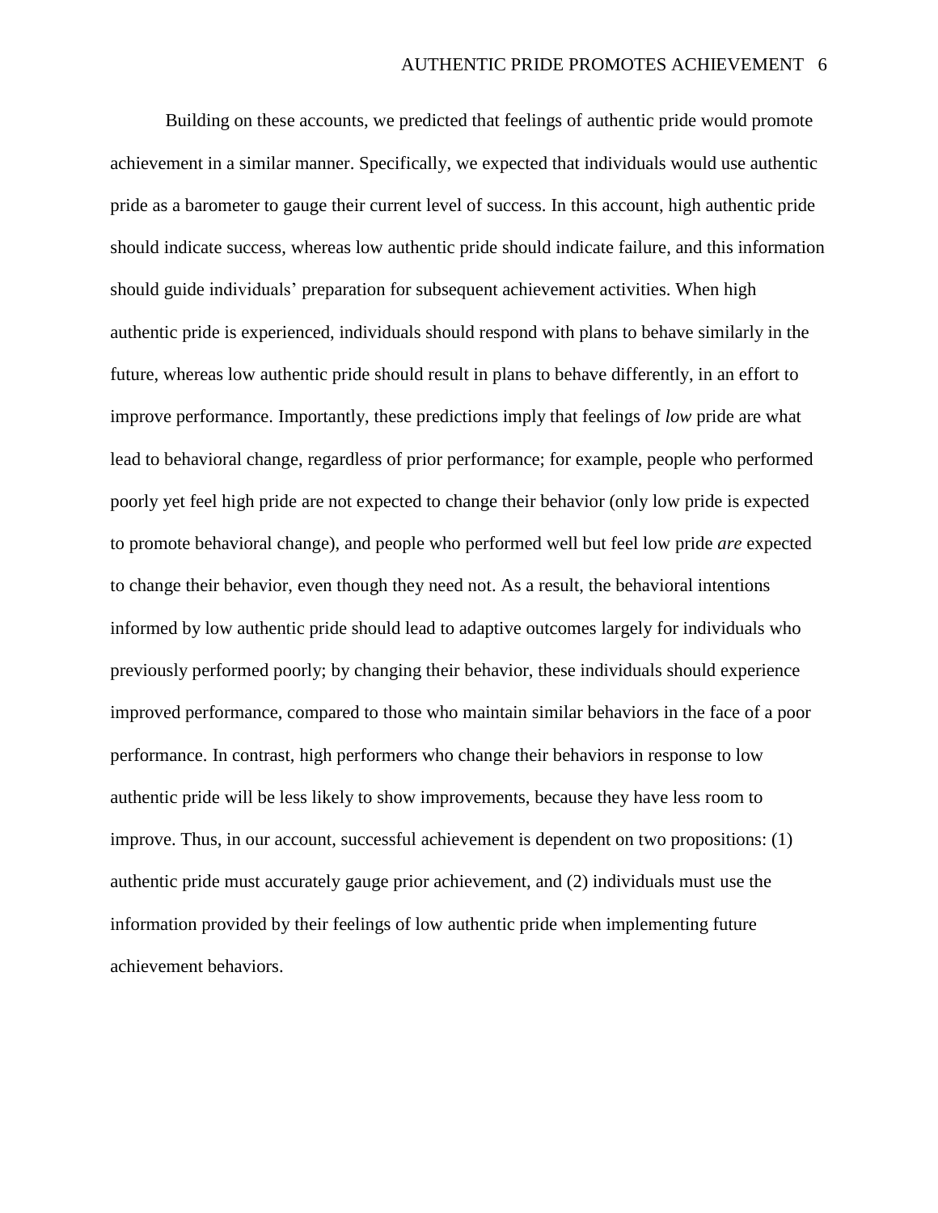Building on these accounts, we predicted that feelings of authentic pride would promote achievement in a similar manner. Specifically, we expected that individuals would use authentic pride as a barometer to gauge their current level of success. In this account, high authentic pride should indicate success, whereas low authentic pride should indicate failure, and this information should guide individuals' preparation for subsequent achievement activities. When high authentic pride is experienced, individuals should respond with plans to behave similarly in the future, whereas low authentic pride should result in plans to behave differently, in an effort to improve performance. Importantly, these predictions imply that feelings of *low* pride are what lead to behavioral change, regardless of prior performance; for example, people who performed poorly yet feel high pride are not expected to change their behavior (only low pride is expected to promote behavioral change), and people who performed well but feel low pride *are* expected to change their behavior, even though they need not. As a result, the behavioral intentions informed by low authentic pride should lead to adaptive outcomes largely for individuals who previously performed poorly; by changing their behavior, these individuals should experience improved performance, compared to those who maintain similar behaviors in the face of a poor performance. In contrast, high performers who change their behaviors in response to low authentic pride will be less likely to show improvements, because they have less room to improve. Thus, in our account, successful achievement is dependent on two propositions: (1) authentic pride must accurately gauge prior achievement, and (2) individuals must use the information provided by their feelings of low authentic pride when implementing future achievement behaviors.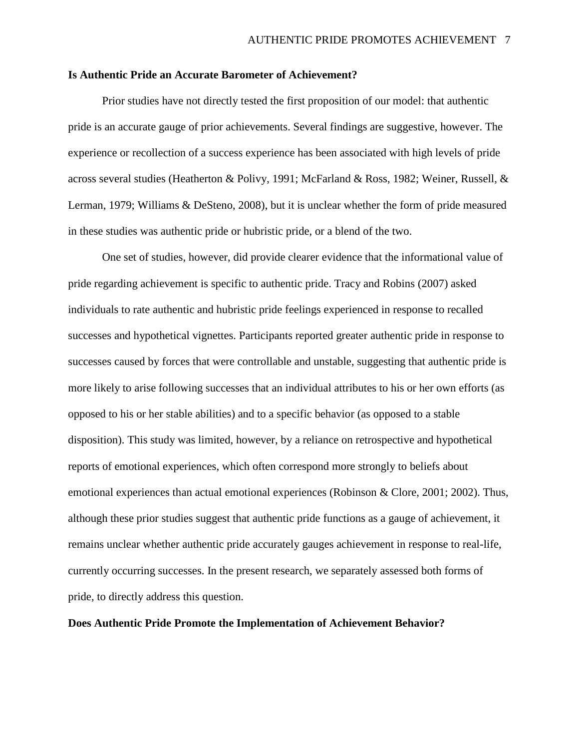## Is Authentic Pride an Accurate Barometer of Achievement?

Prior studies have not directly tested the first proposition of our model: that authentic pride is an accurate gauge of prior achievements. Several findings are suggestive, however. The experience or recollection of a success experience has been associated with high levels of pride across several studies (Heatherton & Polivy, 1991; McFarland & Ross, 1982; Weiner, Russell, & Lerman, 1979; Williams & DeSteno, 2008), but it is unclear whether the form of pride measured in these studies was authentic pride or hubristic pride, or a blend of the two.

One set of studies, however, did provide clearer evidence that the informational value of pride regarding achievement is specific to authentic pride. Tracy and Robins (2007) asked individuals to rate authentic and hubristic pride feelings experienced in response to recalled successes and hypothetical vignettes. Participants reported greater authentic pride in response to successes caused by forces that were controllable and unstable, suggesting that authentic pride is more likely to arise following successes that an individual attributes to his or her own efforts (as opposed to his or her stable abilities) and to a specific behavior (as opposed to a stable disposition). This study was limited, however, by a reliance on retrospective and hypothetical reports of emotional experiences, which often correspond more strongly to beliefs about emotional experiences than actual emotional experiences (Robinson & Clore, 2001; 2002). Thus, although these prior studies suggest that authentic pride functions as a gauge of achievement, it remains unclear whether authentic pride accurately gauges achievement in response to real-life, currently occurring successes. In the present research, we separately assessed both forms of pride, to directly address this question.

## Does Authentic Pride Promote the Implementation of Achievement Behavior?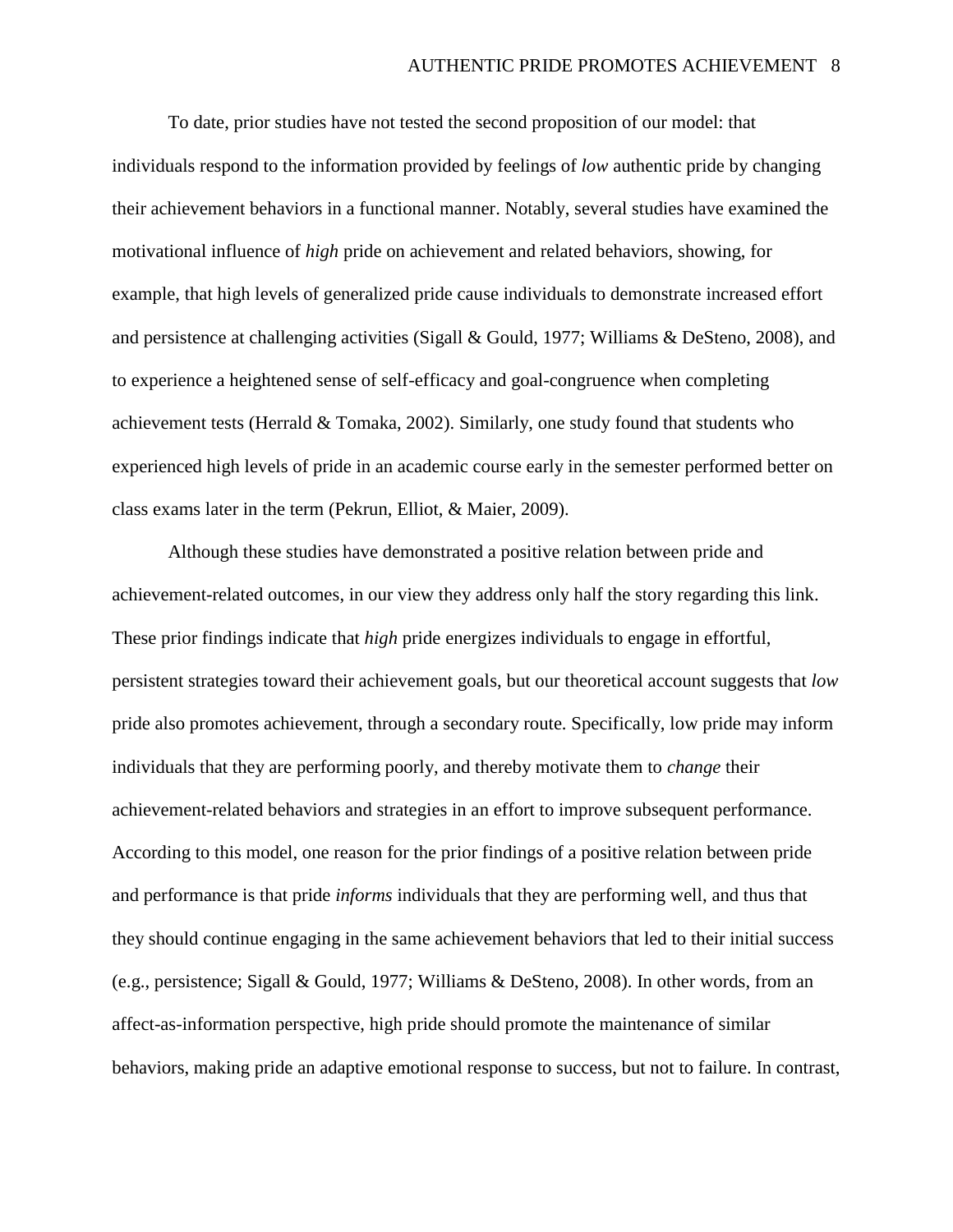To date, prior studies have not tested the second proposition of our model: that individuals respond to the information provided by feelings of *low* authentic pride by changing their achievement behaviors in a functional manner. Notably, several studies have examined the motivational influence of *high* pride on achievement and related behaviors, showing, for example, that high levels of generalized pride cause individuals to demonstrate increased effort and persistence at challenging activities (Sigall & Gould, 1977; Williams & DeSteno, 2008), and to experience a heightened sense of self-efficacy and goal-congruence when completing achievement tests (Herrald & Tomaka, 2002). Similarly, one study found that students who experienced high levels of pride in an academic course early in the semester performed better on class exams later in the term (Pekrun, Elliot, & Maier, 2009).

Although these studies have demonstrated a positive relation between pride and achievement-related outcomes, in our view they address only half the story regarding this link. These prior findings indicate that *high* pride energizes individuals to engage in effortful, persistent strategies toward their achievement goals, but our theoretical account suggests that *low* pride also promotes achievement, through a secondary route. Specifically, low pride may inform individuals that they are performing poorly, and thereby motivate them to *change* their achievement-related behaviors and strategies in an effort to improve subsequent performance. According to this model, one reason for the prior findings of a positive relation between pride and performance is that pride *informs* individuals that they are performing well, and thus that they should continue engaging in the same achievement behaviors that led to their initial success (e.g., persistence; Sigall & Gould, 1977; Williams & DeSteno, 2008). In other words, from an affect-as-information perspective, high pride should promote the maintenance of similar behaviors, making pride an adaptive emotional response to success, but not to failure. In contrast,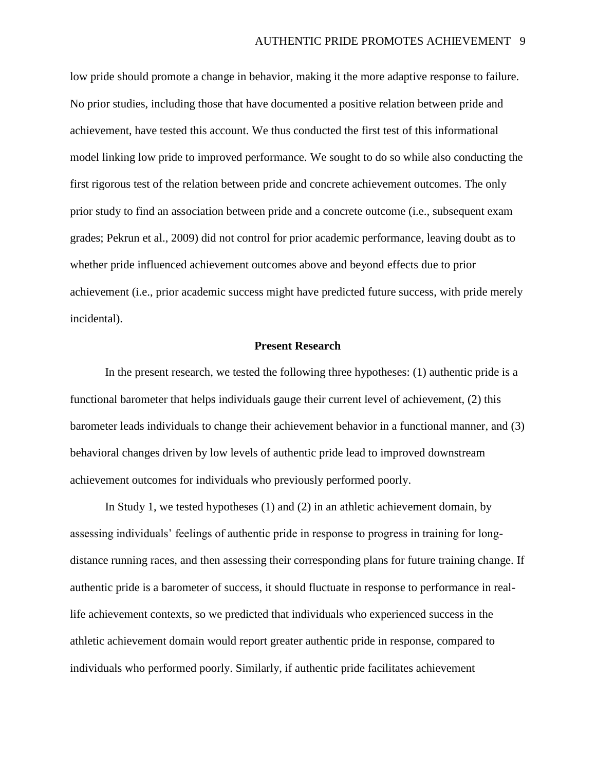low pride should promote a change in behavior, making it the more adaptive response to failure. No prior studies, including those that have documented a positive relation between pride and achievement, have tested this account. We thus conducted the first test of this informational model linking low pride to improved performance. We sought to do so while also conducting the first rigorous test of the relation between pride and concrete achievement outcomes. The only prior study to find an association between pride and a concrete outcome (i.e., subsequent exam grades; Pekrun et al., 2009) did not control for prior academic performance, leaving doubt as to whether pride influenced achievement outcomes above and beyond effects due to prior achievement (i.e., prior academic success might have predicted future success, with pride merely incidental).

## Present Research

In the present research, we tested the following three hypotheses: (1) authentic pride is a functional barometer that helps individuals gauge their current level of achievement, (2) this barometer leads individuals to change their achievement behavior in a functional manner, and (3) behavioral changes driven by low levels of authentic pride lead to improved downstream achievement outcomes for individuals who previously performed poorly.

In Study 1, we tested hypotheses (1) and (2) in an athletic achievement domain, by assessing individuals' feelings of authentic pride in response to progress in training for long-distance running races, and then assessing their corresponding plans for future training change. If authentic pride is a barometer of success, it should fluctuate in response to performance in real-life achievement contexts, so we predicted that individuals who experienced success in the athletic achievement domain would report greater authentic pride in response, compared to individuals who performed poorly. Similarly, if authentic pride facilitates achievement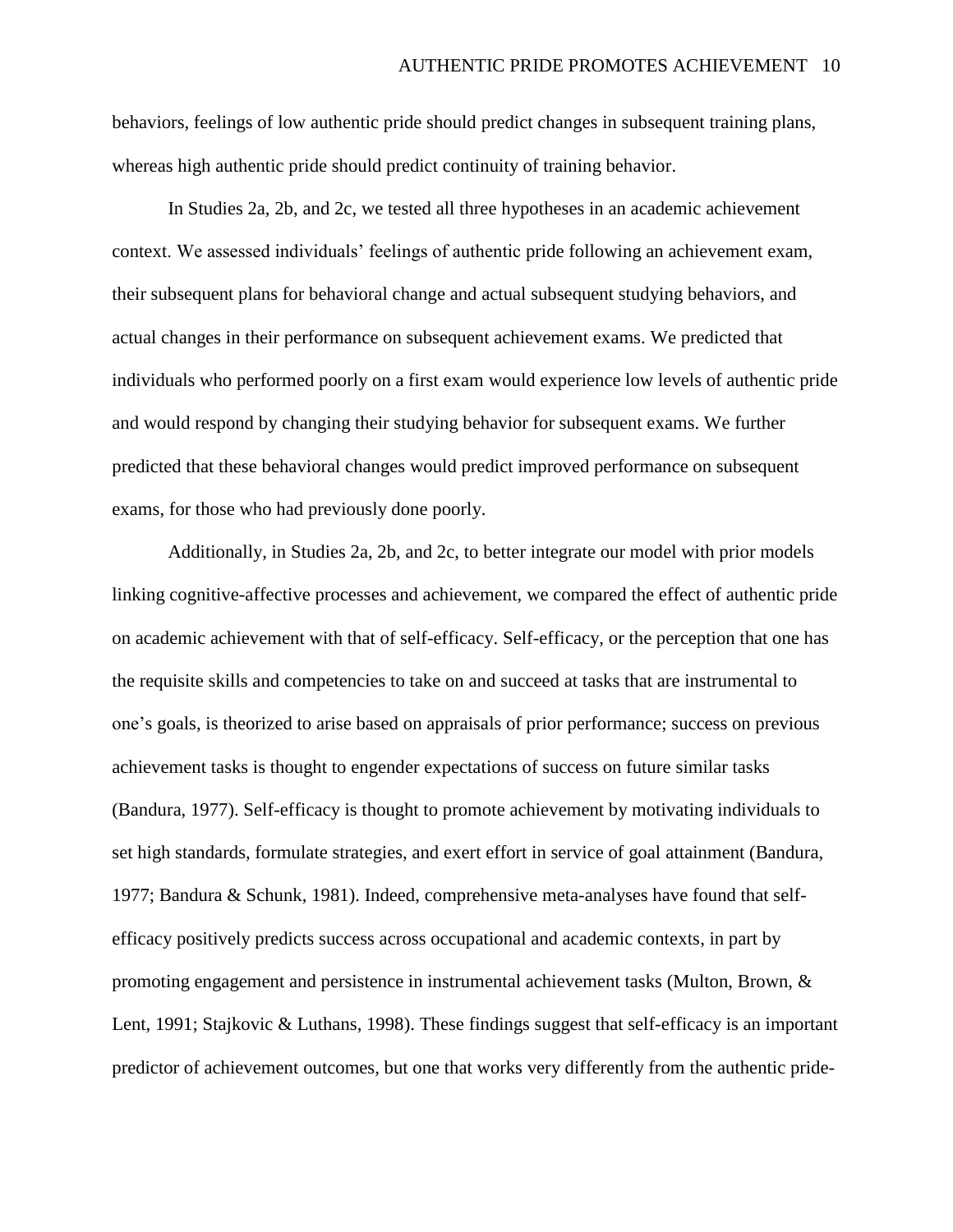behaviors, feelings of low authentic pride should predict changes in subsequent training plans, whereas high authentic pride should predict continuity of training behavior.

In Studies 2a, 2b, and 2c, we tested all three hypotheses in an academic achievement context. We assessed individuals' feelings of authentic pride following an achievement exam, their subsequent plans for behavioral change and actual subsequent studying behaviors, and actual changes in their performance on subsequent achievement exams. We predicted that individuals who performed poorly on a first exam would experience low levels of authentic pride and would respond by changing their studying behavior for subsequent exams. We further predicted that these behavioral changes would predict improved performance on subsequent exams, for those who had previously done poorly.

Additionally, in Studies 2a, 2b, and 2c, to better integrate our model with prior models linking cognitive-affective processes and achievement, we compared the effect of authentic pride on academic achievement with that of self-efficacy. Self-efficacy, or the perception that one has the requisite skills and competencies to take on and succeed at tasks that are instrumental to one's goals, is theorized to arise based on appraisals of prior performance; success on previous achievement tasks is thought to engender expectations of success on future similar tasks (Bandura, 1977). Self-efficacy is thought to promote achievement by motivating individuals to set high standards, formulate strategies, and exert effort in service of goal attainment (Bandura, 1977; Bandura & Schunk, 1981). Indeed, comprehensive meta-analyses have found that self-efficacy positively predicts success across occupational and academic contexts, in part by promoting engagement and persistence in instrumental achievement tasks (Multon, Brown, & Lent, 1991; Stajkovic & Luthans, 1998). These findings suggest that self-efficacy is an important predictor of achievement outcomes, but one that works very differently from the authentic pride-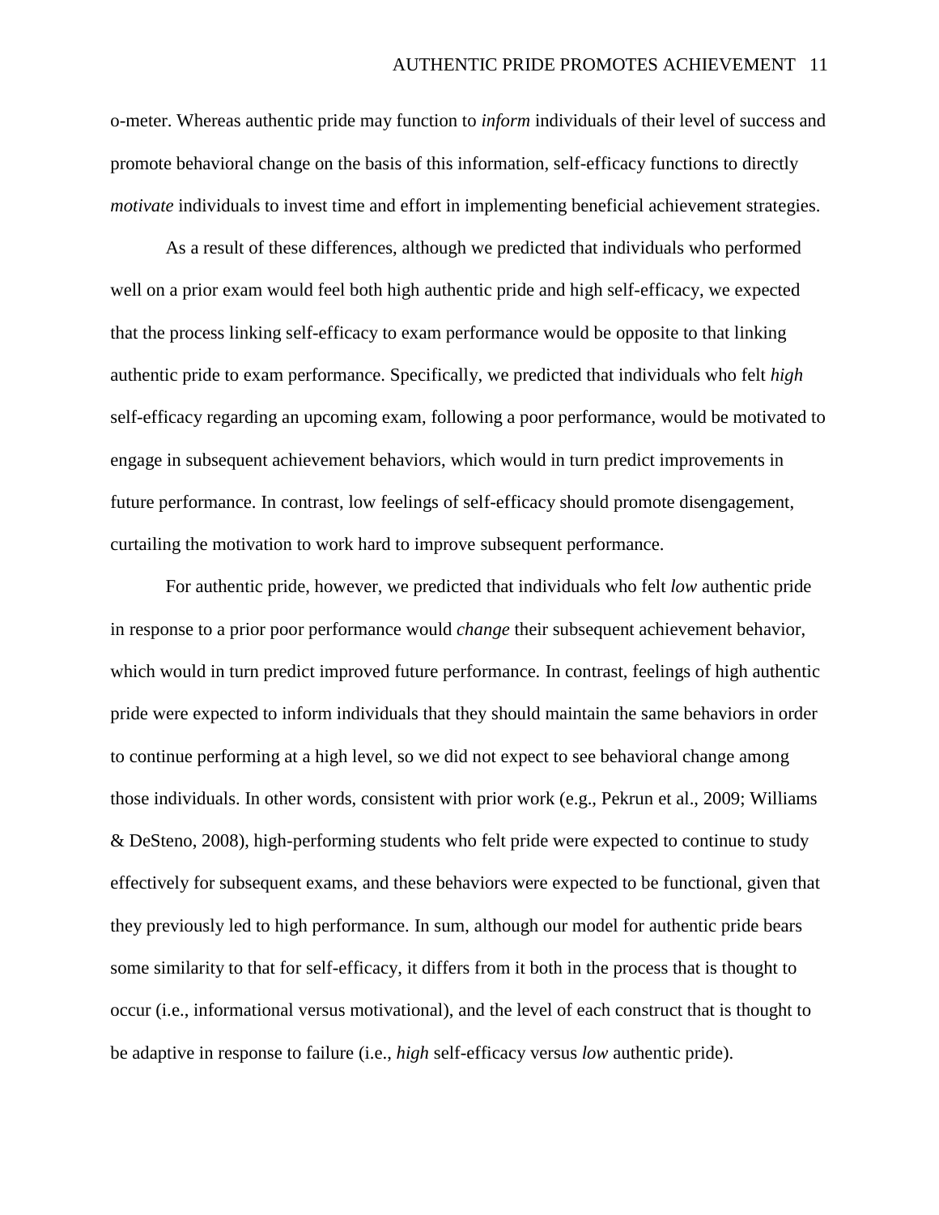o-meter. Whereas authentic pride may function to *inform* individuals of their level of success and promote behavioral change on the basis of this information, self-efficacy functions to directly *motivate* individuals to invest time and effort in implementing beneficial achievement strategies.

As a result of these differences, although we predicted that individuals who performed well on a prior exam would feel both high authentic pride and high self-efficacy, we expected that the process linking self-efficacy to exam performance would be opposite to that linking authentic pride to exam performance. Specifically, we predicted that individuals who felt *high* self-efficacy regarding an upcoming exam, following a poor performance, would be motivated to engage in subsequent achievement behaviors, which would in turn predict improvements in future performance. In contrast, low feelings of self-efficacy should promote disengagement, curtailing the motivation to work hard to improve subsequent performance.

For authentic pride, however, we predicted that individuals who felt *low* authentic pride in response to a prior poor performance would *change* their subsequent achievement behavior, which would in turn predict improved future performance. In contrast, feelings of high authentic pride were expected to inform individuals that they should maintain the same behaviors in order to continue performing at a high level, so we did not expect to see behavioral change among those individuals. In other words, consistent with prior work (e.g., Pekrun et al., 2009; Williams & DeSteno, 2008), high-performing students who felt pride were expected to continue to study effectively for subsequent exams, and these behaviors were expected to be functional, given that they previously led to high performance. In sum, although our model for authentic pride bears some similarity to that for self-efficacy, it differs from it both in the process that is thought to occur (i.e., informational versus motivational), and the level of each construct that is thought to be adaptive in response to failure (i.e., *high* self-efficacy versus *low* authentic pride).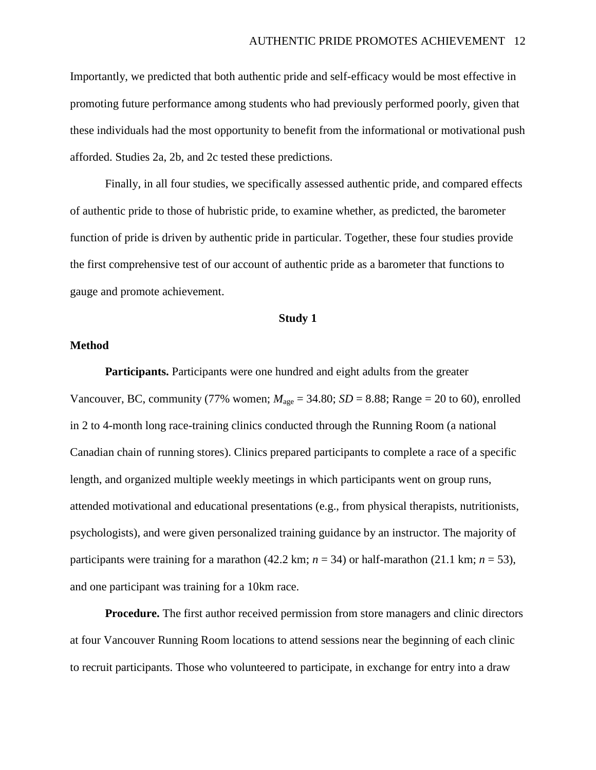Importantly, we predicted that both authentic pride and self-efficacy would be most effective in promoting future performance among students who had previously performed poorly, given that these individuals had the most opportunity to benefit from the informational or motivational push afforded. Studies 2a, 2b, and 2c tested these predictions.

Finally, in all four studies, we specifically assessed authentic pride, and compared effects of authentic pride to those of hubristic pride, to examine whether, as predicted, the barometer function of pride is driven by authentic pride in particular. Together, these four studies provide the first comprehensive test of our account of authentic pride as a barometer that functions to gauge and promote achievement.

## Study 1

### Method

**Participants.** Participants were one hundred and eight adults from the greater Vancouver, BC, community (77% women; $M_{\text{age}} = 34.80$; $SD = 8.88$; Range = 20 to 60), enrolled in 2 to 4-month long race-training clinics conducted through the Running Room (a national Canadian chain of running stores). Clinics prepared participants to complete a race of a specific length, and organized multiple weekly meetings in which participants went on group runs, attended motivational and educational presentations (e.g., from physical therapists, nutritionists, psychologists), and were given personalized training guidance by an instructor. The majority of participants were training for a marathon (42.2 km; $n = 34$) or half-marathon (21.1 km; $n = 53$), and one participant was training for a 10km race.

**Procedure.** The first author received permission from store managers and clinic directors at four Vancouver Running Room locations to attend sessions near the beginning of each clinic to recruit participants. Those who volunteered to participate, in exchange for entry into a draw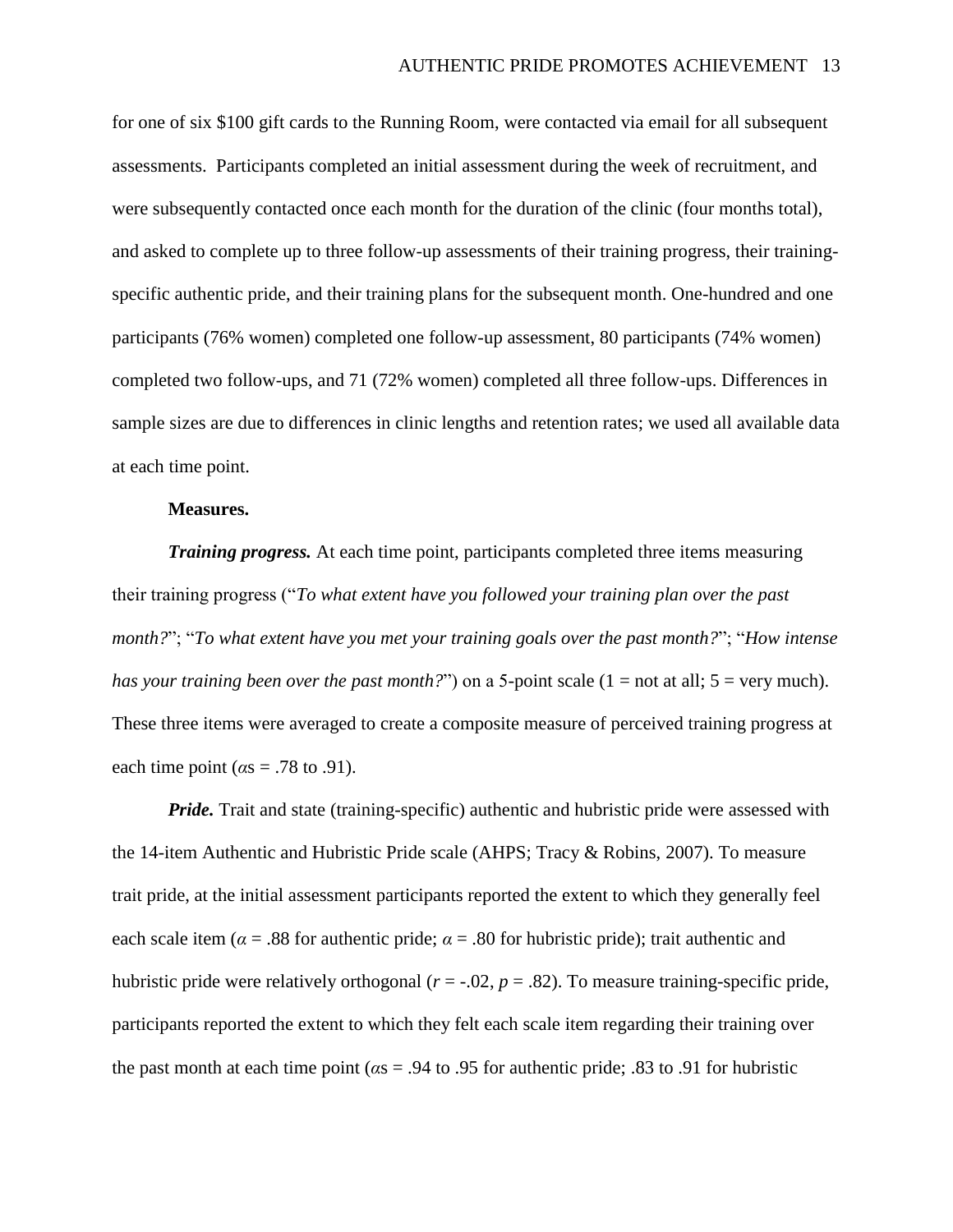for one of six $100 gift cards to the Running Room, were contacted via email for all subsequent assessments. Participants completed an initial assessment during the week of recruitment, and were subsequently contacted once each month for the duration of the clinic (four months total), and asked to complete up to three follow-up assessments of their training progress, their training-specific authentic pride, and their training plans for the subsequent month. One-hundred and one participants (76% women) completed one follow-up assessment, 80 participants (74% women) completed two follow-ups, and 71 (72% women) completed all three follow-ups. Differences in sample sizes are due to differences in clinic lengths and retention rates; we used all available data at each time point.

**Measures.**

***Training progress.*** At each time point, participants completed three items measuring their training progress ("*To what extent have you followed your training plan over the past month?*"; "*To what extent have you met your training goals over the past month?*"; "*How intense has your training been over the past month?*") on a 5-point scale (1 = not at all; 5 = very much). These three items were averaged to create a composite measure of perceived training progress at each time point ($\alpha$s = .78 to .91).

***Pride.*** Trait and state (training-specific) authentic and hubristic pride were assessed with the 14-item Authentic and Hubristic Pride scale (AHPS; Tracy & Robins, 2007). To measure trait pride, at the initial assessment participants reported the extent to which they generally feel each scale item ($\alpha$ = .88 for authentic pride; $\alpha$ = .80 for hubristic pride); trait authentic and hubristic pride were relatively orthogonal ($r$ = -.02, $p$ = .82). To measure training-specific pride, participants reported the extent to which they felt each scale item regarding their training over the past month at each time point ($\alpha$s = .94 to .95 for authentic pride; .83 to .91 for hubristic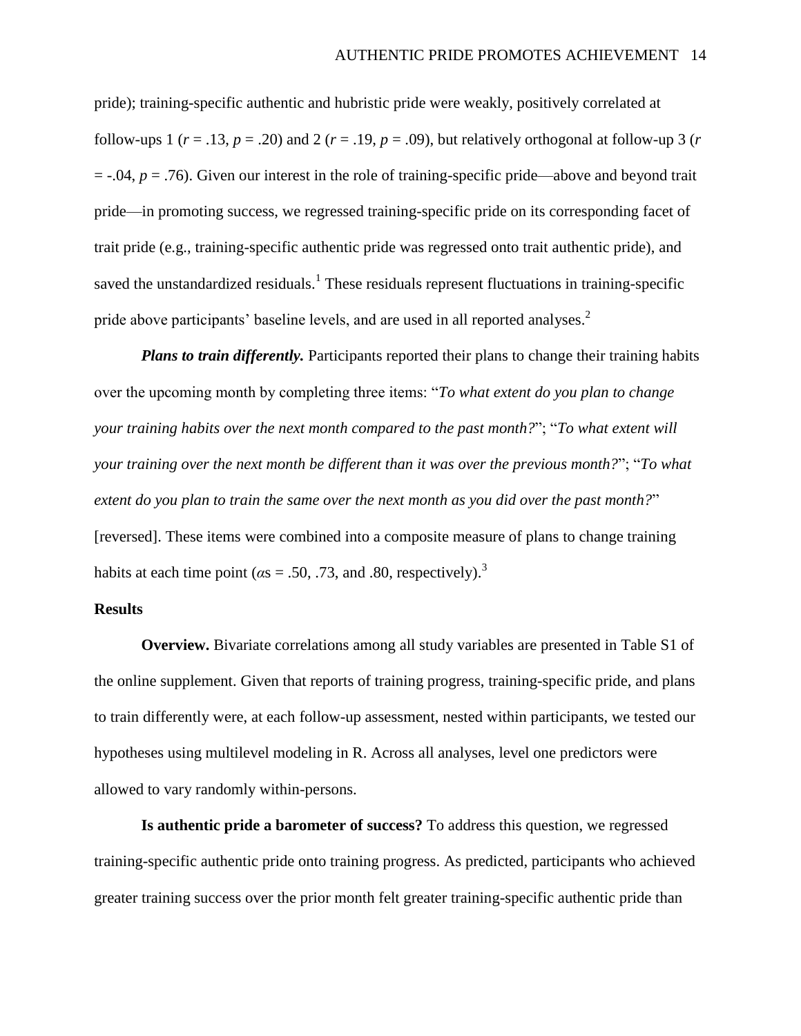pride); training-specific authentic and hubristic pride were weakly, positively correlated at follow-ups 1 ($r = .13$, $p = .20$) and 2 ($r = .19$, $p = .09$), but relatively orthogonal at follow-up 3 ($r = -.04$, $p = .76$). Given our interest in the role of training-specific pride—above and beyond trait pride—in promoting success, we regressed training-specific pride on its corresponding facet of trait pride (e.g., training-specific authentic pride was regressed onto trait authentic pride), and saved the unstandardized residuals.[1] These residuals represent fluctuations in training-specific pride above participants' baseline levels, and are used in all reported analyses.[2]

***Plans to train differently.*** Participants reported their plans to change their training habits over the upcoming month by completing three items: "*To what extent do you plan to change your training habits over the next month compared to the past month?*"; "*To what extent will your training over the next month be different than it was over the previous month?*"; "*To what extent do you plan to train the same over the next month as you did over the past month?*" [reversed]. These items were combined into a composite measure of plans to change training habits at each time point ($\alpha$s = .50, .73, and .80, respectively).[3]

## Results

**Overview.** Bivariate correlations among all study variables are presented in Table S1 of the online supplement. Given that reports of training progress, training-specific pride, and plans to train differently were, at each follow-up assessment, nested within participants, we tested our hypotheses using multilevel modeling in R. Across all analyses, level one predictors were allowed to vary randomly within-persons.

**Is authentic pride a barometer of success?** To address this question, we regressed training-specific authentic pride onto training progress. As predicted, participants who achieved greater training success over the prior month felt greater training-specific authentic pride than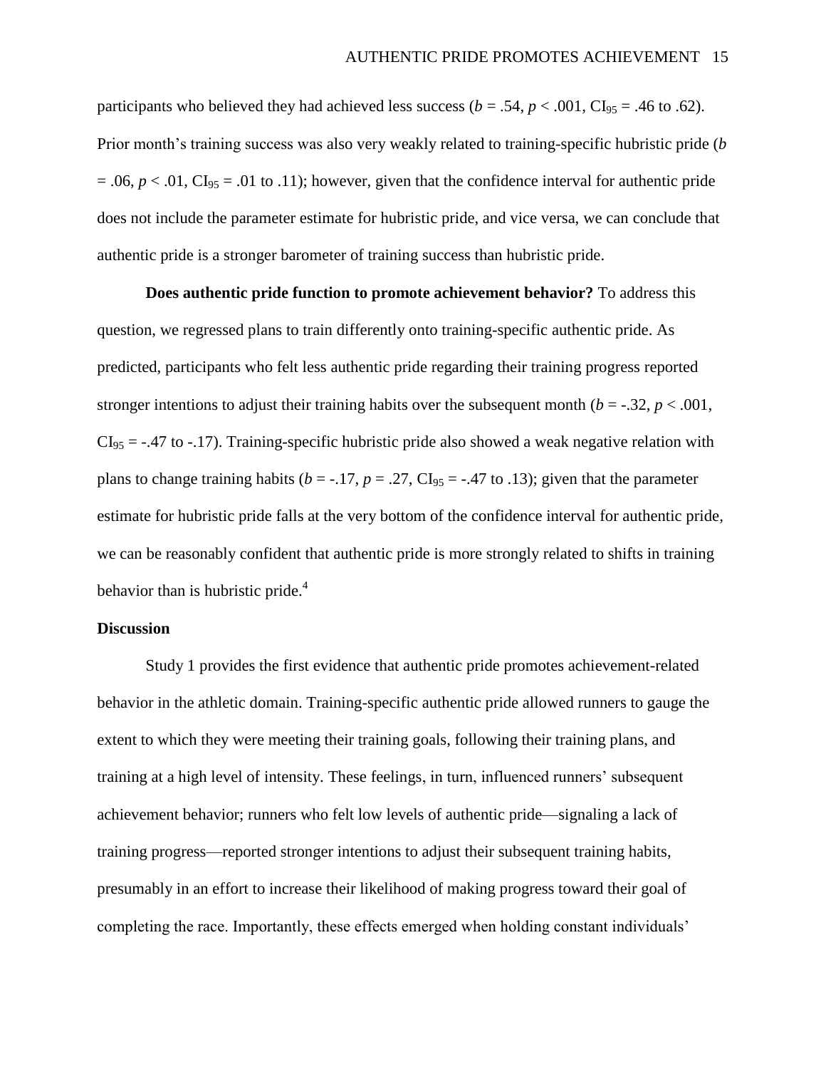participants who believed they had achieved less success ($b$ = .54, $p$ < .001, $CI_{95}$ = .46 to .62). Prior month's training success was also very weakly related to training-specific hubristic pride ($b$ = .06, $p$ < .01, $CI_{95}$ = .01 to .11); however, given that the confidence interval for authentic pride does not include the parameter estimate for hubristic pride, and vice versa, we can conclude that authentic pride is a stronger barometer of training success than hubristic pride.

**Does authentic pride function to promote achievement behavior?** To address this question, we regressed plans to train differently onto training-specific authentic pride. As predicted, participants who felt less authentic pride regarding their training progress reported stronger intentions to adjust their training habits over the subsequent month ($b$ = -.32, $p$ < .001, $CI_{95}$ = -.47 to -.17). Training-specific hubristic pride also showed a weak negative relation with plans to change training habits ($b$ = -.17, $p$ = .27, $CI_{95}$ = -.47 to .13); given that the parameter estimate for hubristic pride falls at the very bottom of the confidence interval for authentic pride, we can be reasonably confident that authentic pride is more strongly related to shifts in training behavior than is hubristic pride.[4]

## Discussion

Study 1 provides the first evidence that authentic pride promotes achievement-related behavior in the athletic domain. Training-specific authentic pride allowed runners to gauge the extent to which they were meeting their training goals, following their training plans, and training at a high level of intensity. These feelings, in turn, influenced runners' subsequent achievement behavior; runners who felt low levels of authentic pride—signaling a lack of training progress—reported stronger intentions to adjust their subsequent training habits, presumably in an effort to increase their likelihood of making progress toward their goal of completing the race. Importantly, these effects emerged when holding constant individuals'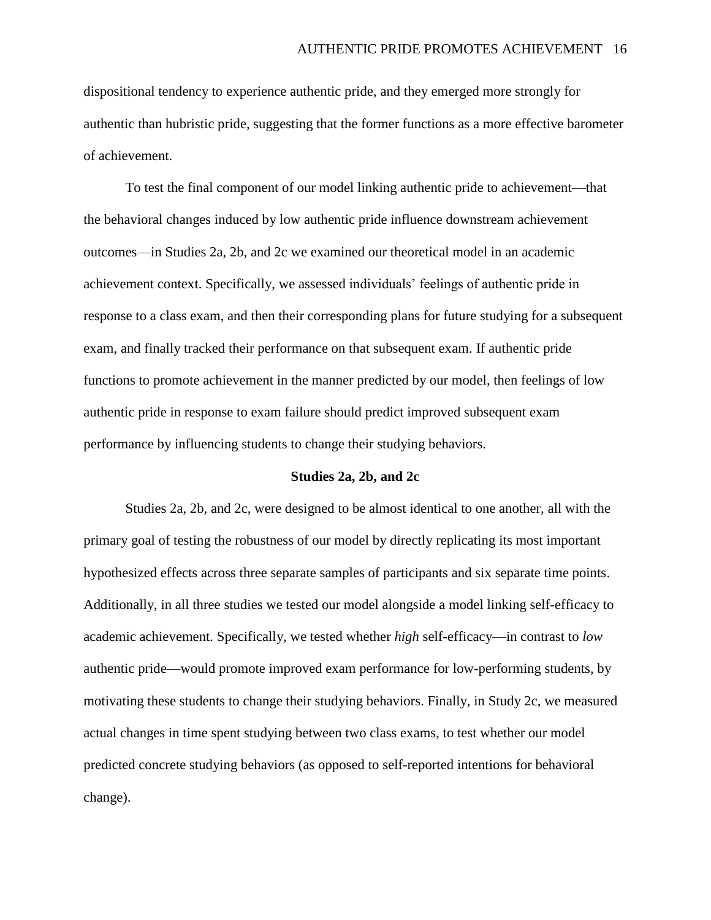dispositional tendency to experience authentic pride, and they emerged more strongly for authentic than hubristic pride, suggesting that the former functions as a more effective barometer of achievement.

To test the final component of our model linking authentic pride to achievement—that the behavioral changes induced by low authentic pride influence downstream achievement outcomes—in Studies 2a, 2b, and 2c we examined our theoretical model in an academic achievement context. Specifically, we assessed individuals' feelings of authentic pride in response to a class exam, and then their corresponding plans for future studying for a subsequent exam, and finally tracked their performance on that subsequent exam. If authentic pride functions to promote achievement in the manner predicted by our model, then feelings of low authentic pride in response to exam failure should predict improved subsequent exam performance by influencing students to change their studying behaviors.

## Studies 2a, 2b, and 2c

Studies 2a, 2b, and 2c, were designed to be almost identical to one another, all with the primary goal of testing the robustness of our model by directly replicating its most important hypothesized effects across three separate samples of participants and six separate time points. Additionally, in all three studies we tested our model alongside a model linking self-efficacy to academic achievement. Specifically, we tested whether *high* self-efficacy—in contrast to *low* authentic pride—would promote improved exam performance for low-performing students, by motivating these students to change their studying behaviors. Finally, in Study 2c, we measured actual changes in time spent studying between two class exams, to test whether our model predicted concrete studying behaviors (as opposed to self-reported intentions for behavioral change).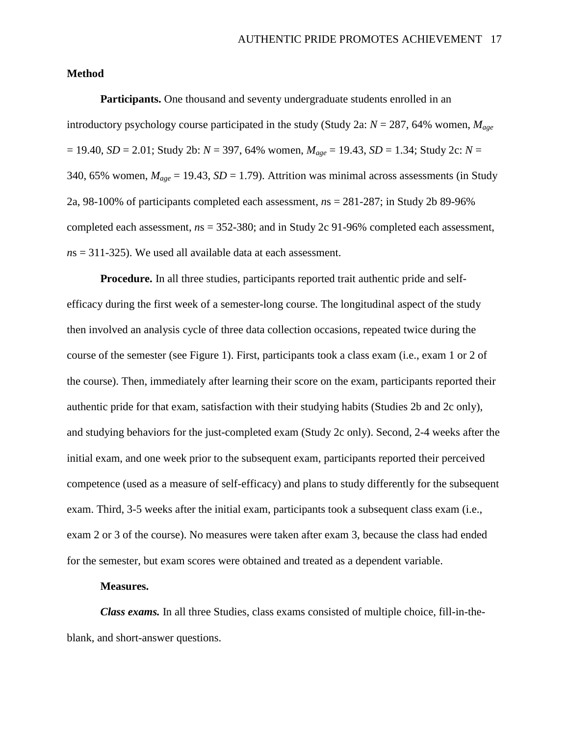## Method

**Participants.** One thousand and seventy undergraduate students enrolled in an introductory psychology course participated in the study (Study 2a: $N$ = 287, 64% women, $M_{age}$ = 19.40, $SD$ = 2.01; Study 2b: $N$ = 397, 64% women, $M_{age}$ = 19.43, $SD$ = 1.34; Study 2c: $N$ = 340, 65% women, $M_{age}$ = 19.43, $SD$ = 1.79). Attrition was minimal across assessments (in Study 2a, 98-100% of participants completed each assessment, $n$s = 281-287; in Study 2b 89-96% completed each assessment, $n$s = 352-380; and in Study 2c 91-96% completed each assessment, $n$s = 311-325). We used all available data at each assessment.

**Procedure.** In all three studies, participants reported trait authentic pride and self-efficacy during the first week of a semester-long course. The longitudinal aspect of the study then involved an analysis cycle of three data collection occasions, repeated twice during the course of the semester (see Figure 1). First, participants took a class exam (i.e., exam 1 or 2 of the course). Then, immediately after learning their score on the exam, participants reported their authentic pride for that exam, satisfaction with their studying habits (Studies 2b and 2c only), and studying behaviors for the just-completed exam (Study 2c only). Second, 2-4 weeks after the initial exam, and one week prior to the subsequent exam, participants reported their perceived competence (used as a measure of self-efficacy) and plans to study differently for the subsequent exam. Third, 3-5 weeks after the initial exam, participants took a subsequent class exam (i.e., exam 2 or 3 of the course). No measures were taken after exam 3, because the class had ended for the semester, but exam scores were obtained and treated as a dependent variable.

**Measures.**

***Class exams.*** In all three Studies, class exams consisted of multiple choice, fill-in-the-blank, and short-answer questions.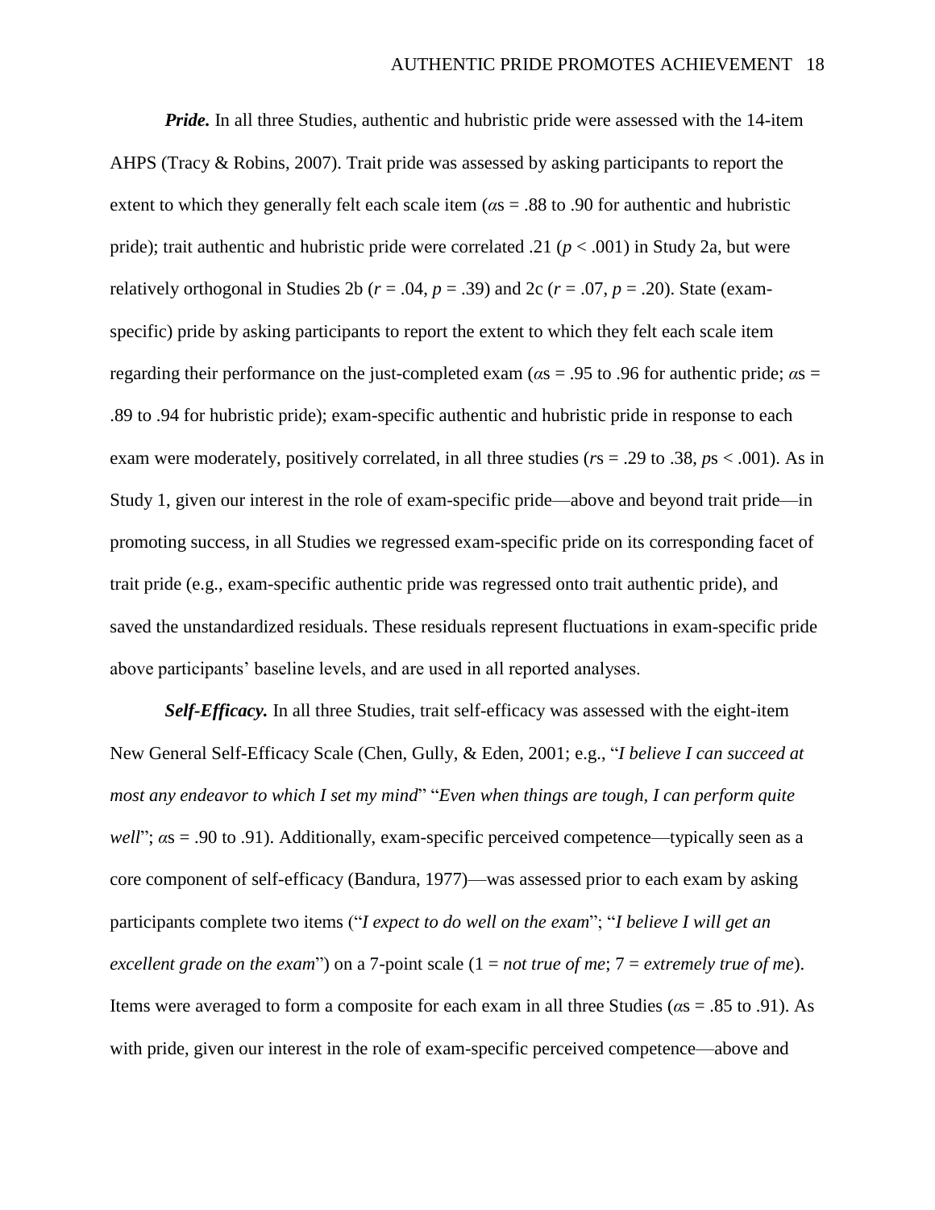***Pride.*** In all three Studies, authentic and hubristic pride were assessed with the 14-item AHPS (Tracy & Robins, 2007). Trait pride was assessed by asking participants to report the extent to which they generally felt each scale item ($\alpha$s = .88 to .90 for authentic and hubristic pride); trait authentic and hubristic pride were correlated .21 ($p < .001$) in Study 2a, but were relatively orthogonal in Studies 2b ($r = .04$, $p = .39$) and 2c ($r = .07$, $p = .20$). State (exam-specific) pride by asking participants to report the extent to which they felt each scale item regarding their performance on the just-completed exam ($\alpha$s = .95 to .96 for authentic pride; $\alpha$s = .89 to .94 for hubristic pride); exam-specific authentic and hubristic pride in response to each exam were moderately, positively correlated, in all three studies ($r$s = .29 to .38, $p$s < .001). As in Study 1, given our interest in the role of exam-specific pride—above and beyond trait pride—in promoting success, in all Studies we regressed exam-specific pride on its corresponding facet of trait pride (e.g., exam-specific authentic pride was regressed onto trait authentic pride), and saved the unstandardized residuals. These residuals represent fluctuations in exam-specific pride above participants' baseline levels, and are used in all reported analyses.

***Self-Efficacy.*** In all three Studies, trait self-efficacy was assessed with the eight-item New General Self-Efficacy Scale (Chen, Gully, & Eden, 2001; e.g., "*I believe I can succeed at most any endeavor to which I set my mind*" "*Even when things are tough, I can perform quite well*"; $\alpha$s = .90 to .91). Additionally, exam-specific perceived competence—typically seen as a core component of self-efficacy (Bandura, 1977)—was assessed prior to each exam by asking participants complete two items ("*I expect to do well on the exam*"; "*I believe I will get an excellent grade on the exam*") on a 7-point scale (1 = *not true of me*; 7 = *extremely true of me*). Items were averaged to form a composite for each exam in all three Studies ($\alpha$s = .85 to .91). As with pride, given our interest in the role of exam-specific perceived competence—above and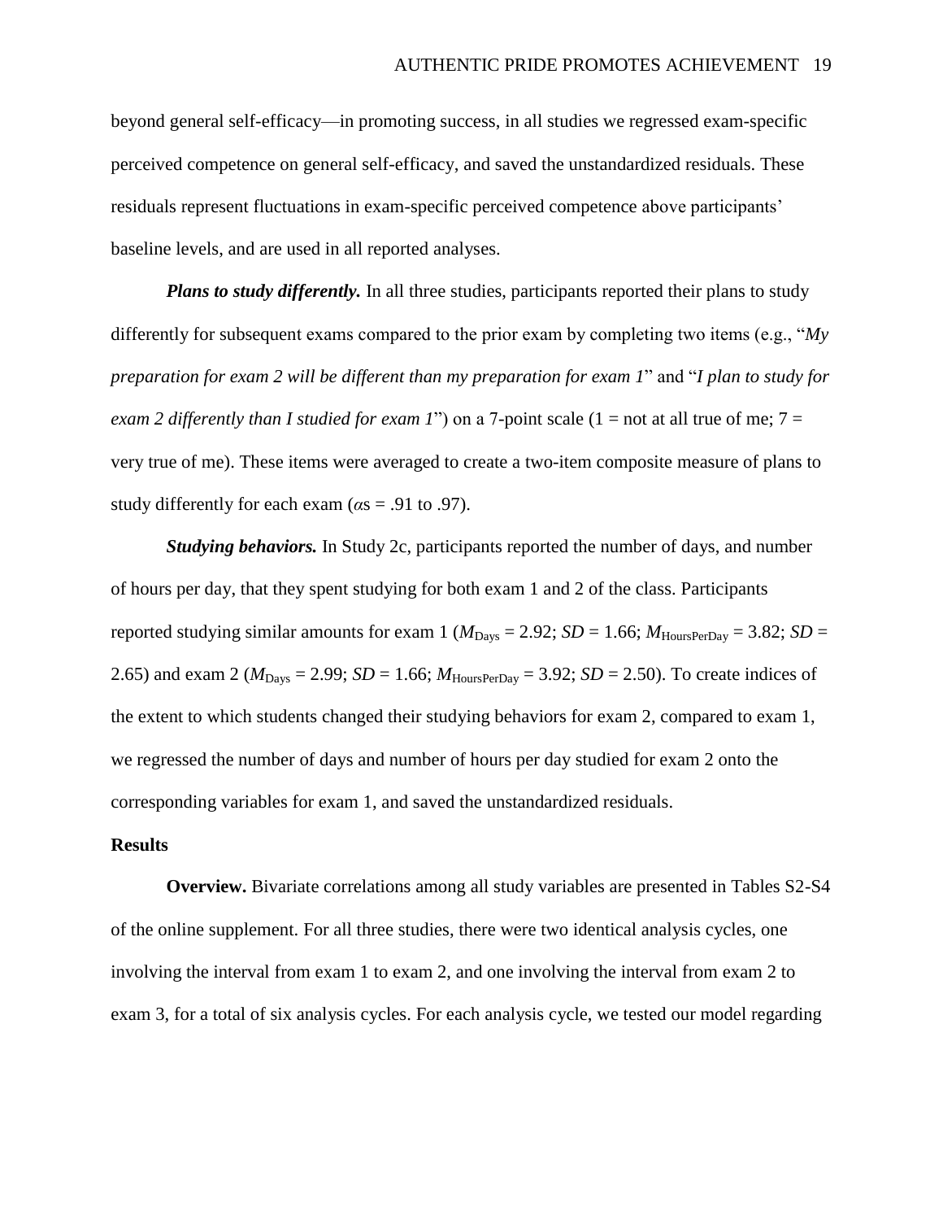beyond general self-efficacy—in promoting success, in all studies we regressed exam-specific perceived competence on general self-efficacy, and saved the unstandardized residuals. These residuals represent fluctuations in exam-specific perceived competence above participants' baseline levels, and are used in all reported analyses.

***Plans to study differently.*** In all three studies, participants reported their plans to study differently for subsequent exams compared to the prior exam by completing two items (e.g., "*My preparation for exam 2 will be different than my preparation for exam 1*" and "*I plan to study for exam 2 differently than I studied for exam 1*") on a 7-point scale (1 = not at all true of me; 7 = very true of me). These items were averaged to create a two-item composite measure of plans to study differently for each exam ($\alpha$s = .91 to .97).

***Studying behaviors.*** In Study 2c, participants reported the number of days, and number of hours per day, that they spent studying for both exam 1 and 2 of the class. Participants reported studying similar amounts for exam 1 ($M_{\text{Days}}$ = 2.92; $SD$ = 1.66; $M_{\text{HoursPerDay}}$ = 3.82; $SD$ = 2.65) and exam 2 ($M_{\text{Days}}$ = 2.99; $SD$ = 1.66; $M_{\text{HoursPerDay}}$ = 3.92; $SD$ = 2.50). To create indices of the extent to which students changed their studying behaviors for exam 2, compared to exam 1, we regressed the number of days and number of hours per day studied for exam 2 onto the corresponding variables for exam 1, and saved the unstandardized residuals.

## Results

**Overview.** Bivariate correlations among all study variables are presented in Tables S2-S4 of the online supplement. For all three studies, there were two identical analysis cycles, one involving the interval from exam 1 to exam 2, and one involving the interval from exam 2 to exam 3, for a total of six analysis cycles. For each analysis cycle, we tested our model regarding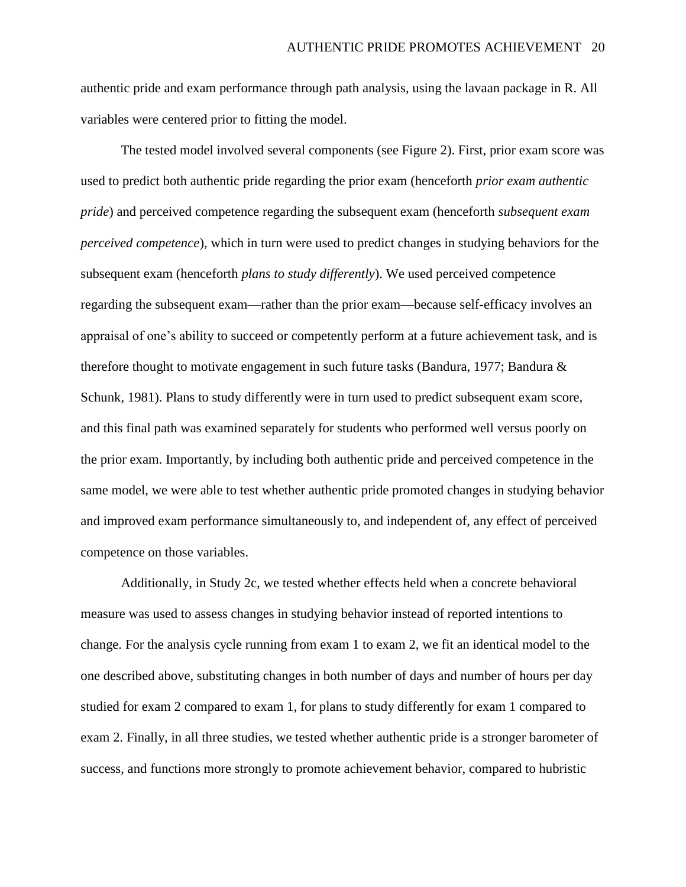authentic pride and exam performance through path analysis, using the lavaan package in R. All variables were centered prior to fitting the model.

The tested model involved several components (see Figure 2). First, prior exam score was used to predict both authentic pride regarding the prior exam (henceforth *prior exam authentic pride*) and perceived competence regarding the subsequent exam (henceforth *subsequent exam perceived competence*), which in turn were used to predict changes in studying behaviors for the subsequent exam (henceforth *plans to study differently*). We used perceived competence regarding the subsequent exam—rather than the prior exam—because self-efficacy involves an appraisal of one's ability to succeed or competently perform at a future achievement task, and is therefore thought to motivate engagement in such future tasks (Bandura, 1977; Bandura & Schunk, 1981). Plans to study differently were in turn used to predict subsequent exam score, and this final path was examined separately for students who performed well versus poorly on the prior exam. Importantly, by including both authentic pride and perceived competence in the same model, we were able to test whether authentic pride promoted changes in studying behavior and improved exam performance simultaneously to, and independent of, any effect of perceived competence on those variables.

Additionally, in Study 2c, we tested whether effects held when a concrete behavioral measure was used to assess changes in studying behavior instead of reported intentions to change. For the analysis cycle running from exam 1 to exam 2, we fit an identical model to the one described above, substituting changes in both number of days and number of hours per day studied for exam 2 compared to exam 1, for plans to study differently for exam 1 compared to exam 2. Finally, in all three studies, we tested whether authentic pride is a stronger barometer of success, and functions more strongly to promote achievement behavior, compared to hubristic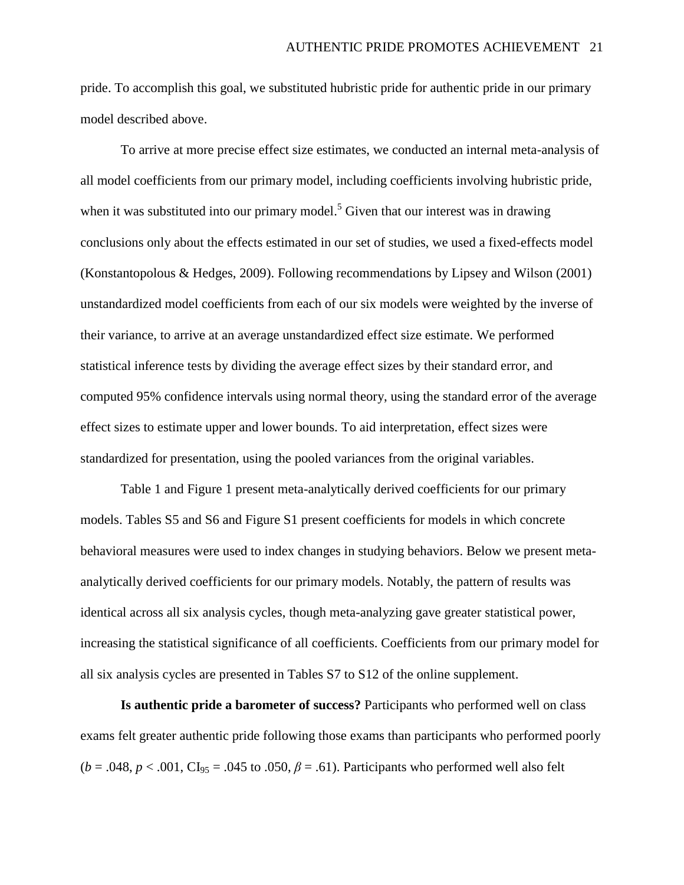pride. To accomplish this goal, we substituted hubristic pride for authentic pride in our primary model described above.

To arrive at more precise effect size estimates, we conducted an internal meta-analysis of all model coefficients from our primary model, including coefficients involving hubristic pride, when it was substituted into our primary model.[5] Given that our interest was in drawing conclusions only about the effects estimated in our set of studies, we used a fixed-effects model (Konstantopolous & Hedges, 2009). Following recommendations by Lipsey and Wilson (2001) unstandardized model coefficients from each of our six models were weighted by the inverse of their variance, to arrive at an average unstandardized effect size estimate. We performed statistical inference tests by dividing the average effect sizes by their standard error, and computed 95% confidence intervals using normal theory, using the standard error of the average effect sizes to estimate upper and lower bounds. To aid interpretation, effect sizes were standardized for presentation, using the pooled variances from the original variables.

Table 1 and Figure 1 present meta-analytically derived coefficients for our primary models. Tables S5 and S6 and Figure S1 present coefficients for models in which concrete behavioral measures were used to index changes in studying behaviors. Below we present meta-analytically derived coefficients for our primary models. Notably, the pattern of results was identical across all six analysis cycles, though meta-analyzing gave greater statistical power, increasing the statistical significance of all coefficients. Coefficients from our primary model for all six analysis cycles are presented in Tables S7 to S12 of the online supplement.

**Is authentic pride a barometer of success?** Participants who performed well on class exams felt greater authentic pride following those exams than participants who performed poorly ($b = .048$, $p < .001$, $CI_{95} = .045$ to $.050$, $\beta = .61$). Participants who performed well also felt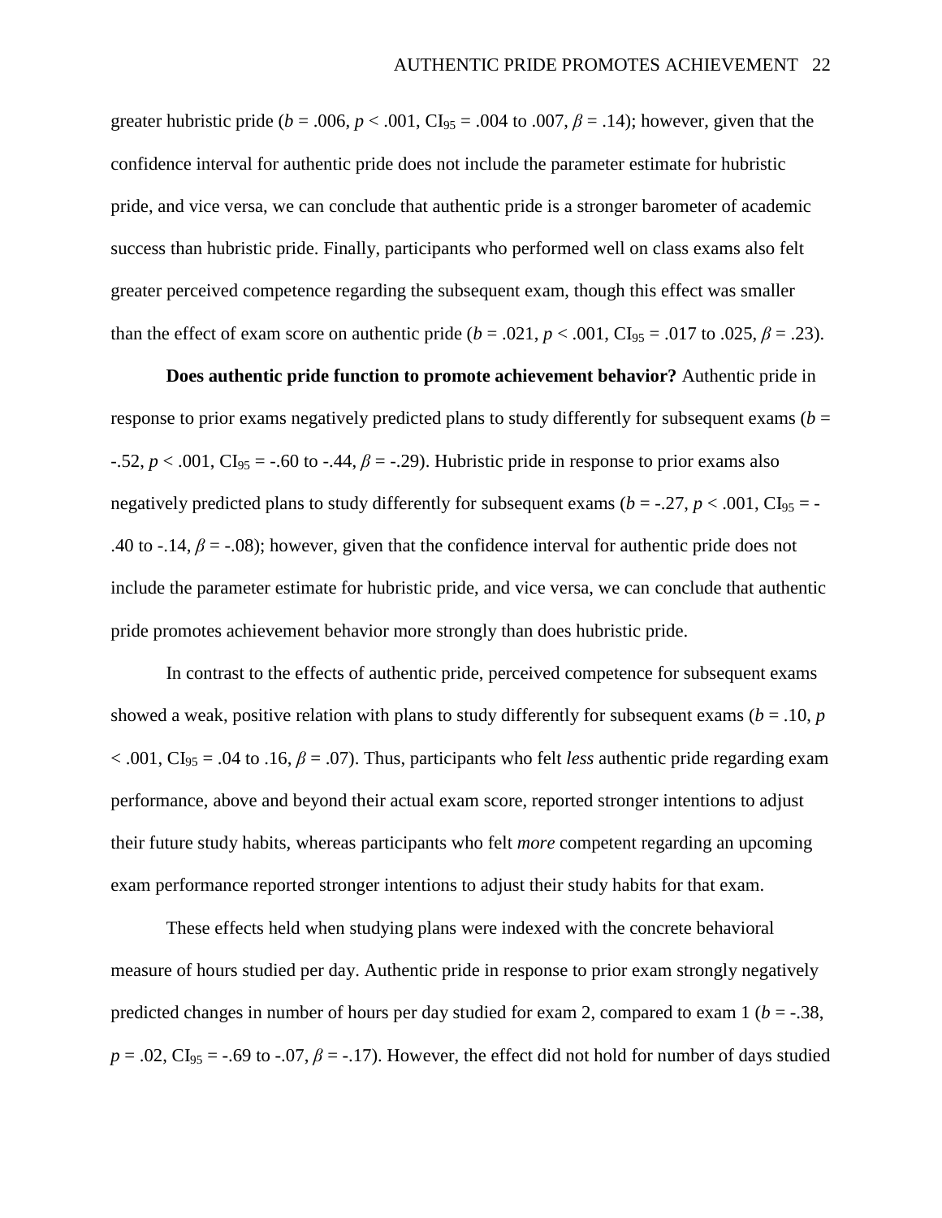greater hubristic pride ($b$ = .006, $p$ < .001, $CI_{95}$ = .004 to .007, $\beta$ = .14); however, given that the confidence interval for authentic pride does not include the parameter estimate for hubristic pride, and vice versa, we can conclude that authentic pride is a stronger barometer of academic success than hubristic pride. Finally, participants who performed well on class exams also felt greater perceived competence regarding the subsequent exam, though this effect was smaller than the effect of exam score on authentic pride ($b$ = .021, $p$ < .001, $CI_{95}$ = .017 to .025, $\beta$ = .23).

**Does authentic pride function to promote achievement behavior?** Authentic pride in response to prior exams negatively predicted plans to study differently for subsequent exams ($b$ = -.52, $p$ < .001, $CI_{95}$ = -.60 to -.44, $\beta$ = -.29). Hubristic pride in response to prior exams also negatively predicted plans to study differently for subsequent exams ($b$ = -.27, $p$ < .001, $CI_{95}$ = -.40 to -.14, $\beta$ = -.08); however, given that the confidence interval for authentic pride does not include the parameter estimate for hubristic pride, and vice versa, we can conclude that authentic pride promotes achievement behavior more strongly than does hubristic pride.

In contrast to the effects of authentic pride, perceived competence for subsequent exams showed a weak, positive relation with plans to study differently for subsequent exams ($b$ = .10, $p$ < .001, $CI_{95}$ = .04 to .16, $\beta$ = .07). Thus, participants who felt *less* authentic pride regarding exam performance, above and beyond their actual exam score, reported stronger intentions to adjust their future study habits, whereas participants who felt *more* competent regarding an upcoming exam performance reported stronger intentions to adjust their study habits for that exam.

These effects held when studying plans were indexed with the concrete behavioral measure of hours studied per day. Authentic pride in response to prior exam strongly negatively predicted changes in number of hours per day studied for exam 2, compared to exam 1 ($b$ = -.38, $p$ = .02, $CI_{95}$ = -.69 to -.07, $\beta$ = -.17). However, the effect did not hold for number of days studied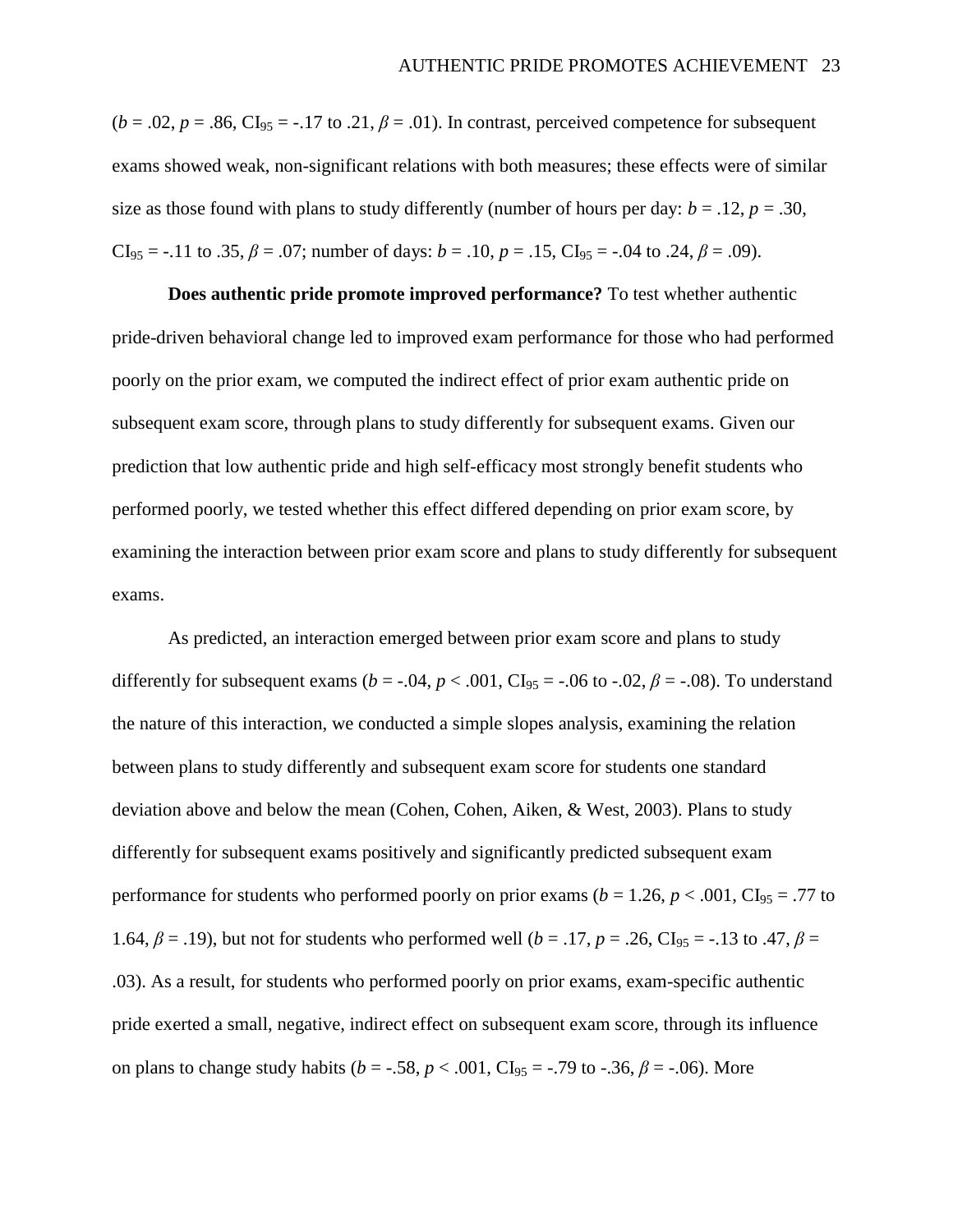($b = .02$, $p = .86$, $CI_{95} = -.17$ to $.21$, $\beta = .01$). In contrast, perceived competence for subsequent exams showed weak, non-significant relations with both measures; these effects were of similar size as those found with plans to study differently (number of hours per day: $b = .12$, $p = .30$, $CI_{95} = -.11$ to $.35$, $\beta = .07$; number of days: $b = .10$, $p = .15$, $CI_{95} = -.04$ to $.24$, $\beta = .09$).

**Does authentic pride promote improved performance?** To test whether authentic pride-driven behavioral change led to improved exam performance for those who had performed poorly on the prior exam, we computed the indirect effect of prior exam authentic pride on subsequent exam score, through plans to study differently for subsequent exams. Given our prediction that low authentic pride and high self-efficacy most strongly benefit students who performed poorly, we tested whether this effect differed depending on prior exam score, by examining the interaction between prior exam score and plans to study differently for subsequent exams.

As predicted, an interaction emerged between prior exam score and plans to study differently for subsequent exams ($b = -.04$, $p < .001$, $CI_{95} = -.06$ to $-.02$, $\beta = -.08$). To understand the nature of this interaction, we conducted a simple slopes analysis, examining the relation between plans to study differently and subsequent exam score for students one standard deviation above and below the mean (Cohen, Cohen, Aiken, & West, 2003). Plans to study differently for subsequent exams positively and significantly predicted subsequent exam performance for students who performed poorly on prior exams ($b = 1.26$, $p < .001$, $CI_{95} = .77$ to $1.64$, $\beta = .19$), but not for students who performed well ($b = .17$, $p = .26$, $CI_{95} = -.13$ to $.47$, $\beta = .03$). As a result, for students who performed poorly on prior exams, exam-specific authentic pride exerted a small, negative, indirect effect on subsequent exam score, through its influence on plans to change study habits ($b = -.58$, $p < .001$, $CI_{95} = -.79$ to $-.36$, $\beta = -.06$). More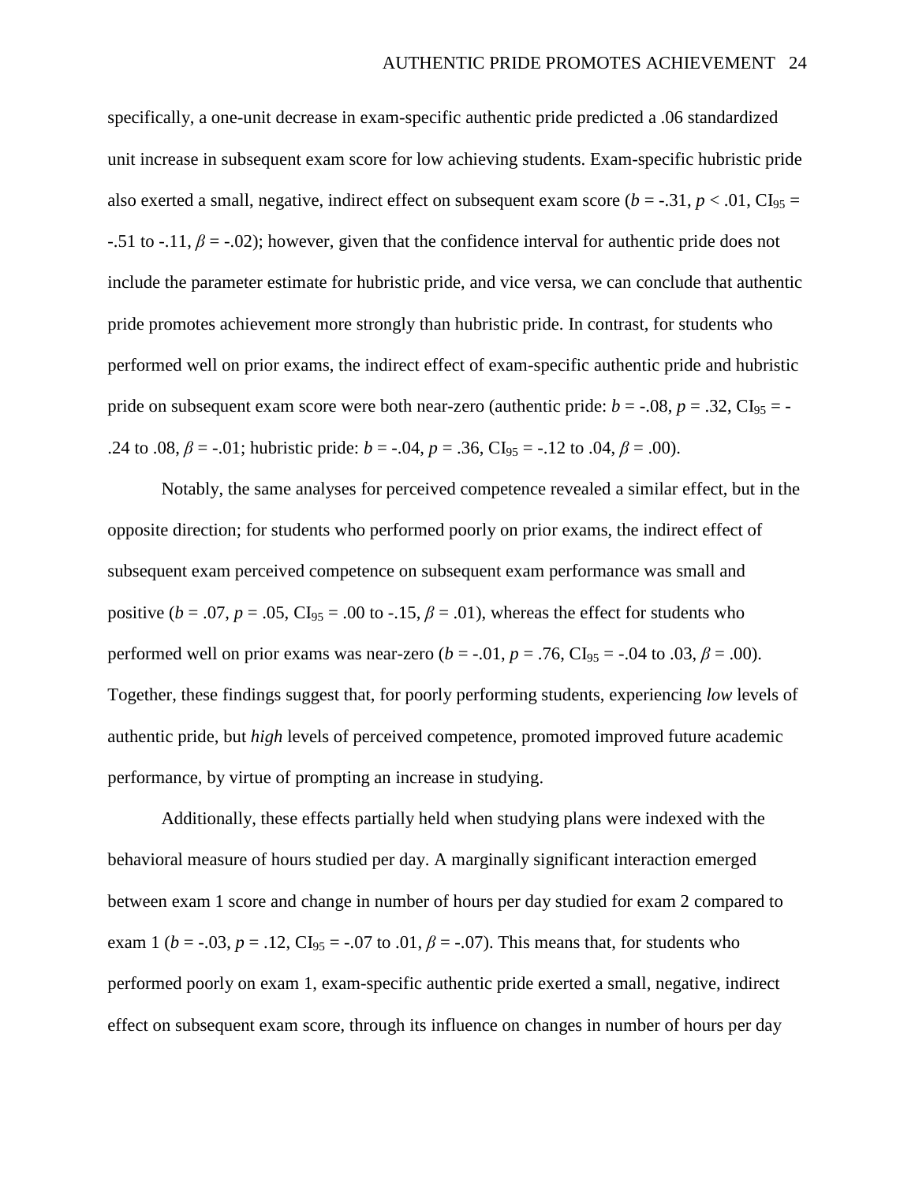specifically, a one-unit decrease in exam-specific authentic pride predicted a .06 standardized unit increase in subsequent exam score for low achieving students. Exam-specific hubristic pride also exerted a small, negative, indirect effect on subsequent exam score ($b$ = -.31, $p$ < .01, $CI_{95}$ = -.51 to -.11, $\beta$ = -.02); however, given that the confidence interval for authentic pride does not include the parameter estimate for hubristic pride, and vice versa, we can conclude that authentic pride promotes achievement more strongly than hubristic pride. In contrast, for students who performed well on prior exams, the indirect effect of exam-specific authentic pride and hubristic pride on subsequent exam score were both near-zero (authentic pride: $b$ = -.08, $p$ = .32, $CI_{95}$ = -.24 to .08, $\beta$ = -.01; hubristic pride: $b$ = -.04, $p$ = .36, $CI_{95}$ = -.12 to .04, $\beta$ = .00).

Notably, the same analyses for perceived competence revealed a similar effect, but in the opposite direction; for students who performed poorly on prior exams, the indirect effect of subsequent exam perceived competence on subsequent exam performance was small and positive ($b$ = .07, $p$ = .05, $CI_{95}$ = .00 to -.15, $\beta$ = .01), whereas the effect for students who performed well on prior exams was near-zero ($b$ = -.01, $p$ = .76, $CI_{95}$ = -.04 to .03, $\beta$ = .00). Together, these findings suggest that, for poorly performing students, experiencing *low* levels of authentic pride, but *high* levels of perceived competence, promoted improved future academic performance, by virtue of prompting an increase in studying.

Additionally, these effects partially held when studying plans were indexed with the behavioral measure of hours studied per day. A marginally significant interaction emerged between exam 1 score and change in number of hours per day studied for exam 2 compared to exam 1 ($b$ = -.03, $p$ = .12, $CI_{95}$ = -.07 to .01, $\beta$ = -.07). This means that, for students who performed poorly on exam 1, exam-specific authentic pride exerted a small, negative, indirect effect on subsequent exam score, through its influence on changes in number of hours per day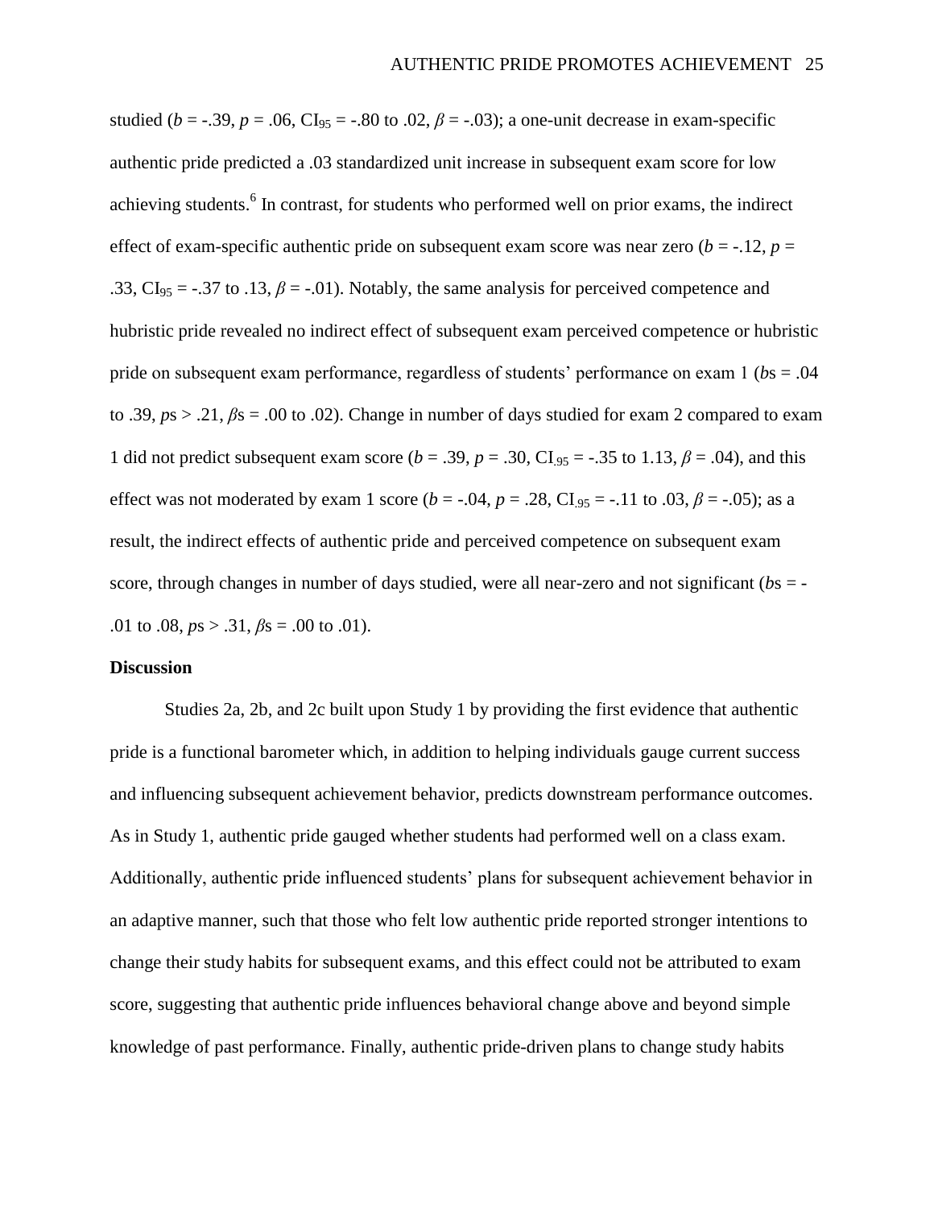studied ($b$ = -.39, $p$ = .06, $CI_{95}$ = -.80 to .02, $\beta$ = -.03); a one-unit decrease in exam-specific authentic pride predicted a .03 standardized unit increase in subsequent exam score for low achieving students.[6] In contrast, for students who performed well on prior exams, the indirect effect of exam-specific authentic pride on subsequent exam score was near zero ($b$ = -.12, $p$ = .33, $CI_{95}$ = -.37 to .13, $\beta$ = -.01). Notably, the same analysis for perceived competence and hubristic pride revealed no indirect effect of subsequent exam perceived competence or hubristic pride on subsequent exam performance, regardless of students' performance on exam 1 ($b$s = .04 to .39, $p$s > .21, $\beta$s = .00 to .02). Change in number of days studied for exam 2 compared to exam 1 did not predict subsequent exam score ($b$ = .39, $p$ = .30, $CI_{.95}$ = -.35 to 1.13, $\beta$ = .04), and this effect was not moderated by exam 1 score ($b$ = -.04, $p$ = .28, $CI_{.95}$ = -.11 to .03, $\beta$ = -.05); as a result, the indirect effects of authentic pride and perceived competence on subsequent exam score, through changes in number of days studied, were all near-zero and not significant ($b$s = -.01 to .08, $p$s > .31, $\beta$s = .00 to .01).

**Discussion**

Studies 2a, 2b, and 2c built upon Study 1 by providing the first evidence that authentic pride is a functional barometer which, in addition to helping individuals gauge current success and influencing subsequent achievement behavior, predicts downstream performance outcomes. As in Study 1, authentic pride gauged whether students had performed well on a class exam. Additionally, authentic pride influenced students' plans for subsequent achievement behavior in an adaptive manner, such that those who felt low authentic pride reported stronger intentions to change their study habits for subsequent exams, and this effect could not be attributed to exam score, suggesting that authentic pride influences behavioral change above and beyond simple knowledge of past performance. Finally, authentic pride-driven plans to change study habits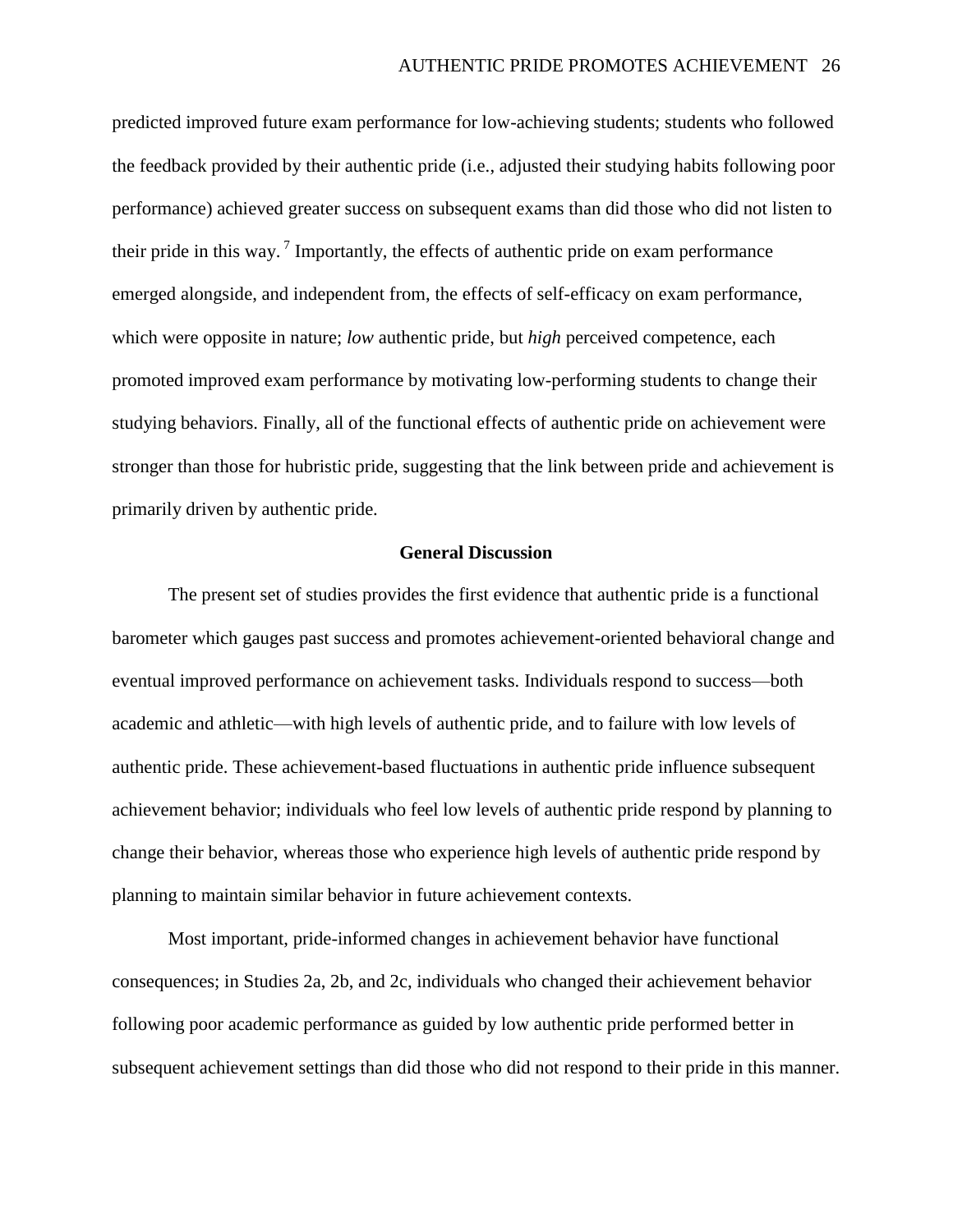predicted improved future exam performance for low-achieving students; students who followed the feedback provided by their authentic pride (i.e., adjusted their studying habits following poor performance) achieved greater success on subsequent exams than did those who did not listen to their pride in this way.[7] Importantly, the effects of authentic pride on exam performance emerged alongside, and independent from, the effects of self-efficacy on exam performance, which were opposite in nature; *low* authentic pride, but *high* perceived competence, each promoted improved exam performance by motivating low-performing students to change their studying behaviors. Finally, all of the functional effects of authentic pride on achievement were stronger than those for hubristic pride, suggesting that the link between pride and achievement is primarily driven by authentic pride.

## General Discussion

The present set of studies provides the first evidence that authentic pride is a functional barometer which gauges past success and promotes achievement-oriented behavioral change and eventual improved performance on achievement tasks. Individuals respond to success—both academic and athletic—with high levels of authentic pride, and to failure with low levels of authentic pride. These achievement-based fluctuations in authentic pride influence subsequent achievement behavior; individuals who feel low levels of authentic pride respond by planning to change their behavior, whereas those who experience high levels of authentic pride respond by planning to maintain similar behavior in future achievement contexts.

Most important, pride-informed changes in achievement behavior have functional consequences; in Studies 2a, 2b, and 2c, individuals who changed their achievement behavior following poor academic performance as guided by low authentic pride performed better in subsequent achievement settings than did those who did not respond to their pride in this manner.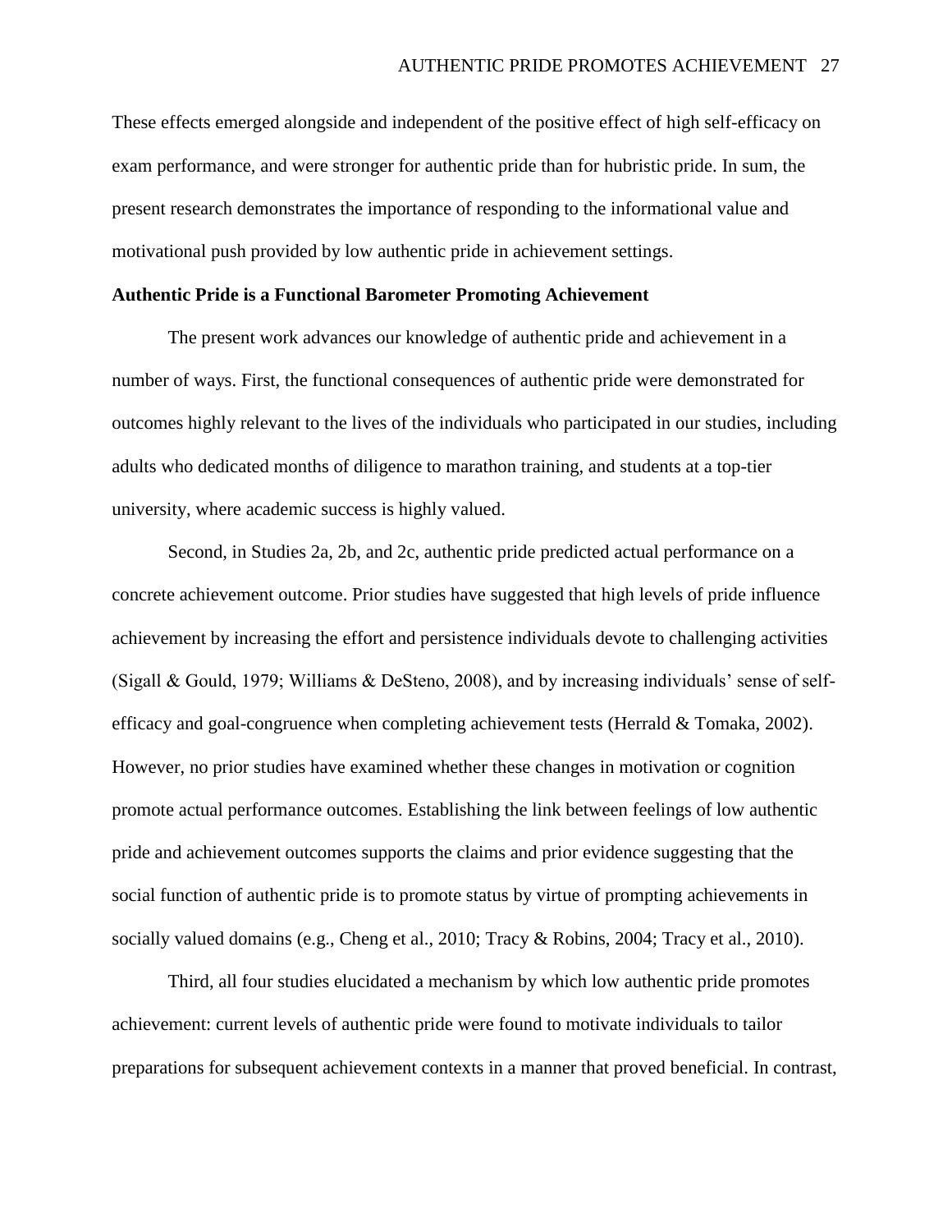These effects emerged alongside and independent of the positive effect of high self-efficacy on exam performance, and were stronger for authentic pride than for hubristic pride. In sum, the present research demonstrates the importance of responding to the informational value and motivational push provided by low authentic pride in achievement settings.

**Authentic Pride is a Functional Barometer Promoting Achievement**

The present work advances our knowledge of authentic pride and achievement in a number of ways. First, the functional consequences of authentic pride were demonstrated for outcomes highly relevant to the lives of the individuals who participated in our studies, including adults who dedicated months of diligence to marathon training, and students at a top-tier university, where academic success is highly valued.

Second, in Studies 2a, 2b, and 2c, authentic pride predicted actual performance on a concrete achievement outcome. Prior studies have suggested that high levels of pride influence achievement by increasing the effort and persistence individuals devote to challenging activities (Sigall & Gould, 1979; Williams & DeSteno, 2008), and by increasing individuals' sense of self-efficacy and goal-congruence when completing achievement tests (Herrald & Tomaka, 2002). However, no prior studies have examined whether these changes in motivation or cognition promote actual performance outcomes. Establishing the link between feelings of low authentic pride and achievement outcomes supports the claims and prior evidence suggesting that the social function of authentic pride is to promote status by virtue of prompting achievements in socially valued domains (e.g., Cheng et al., 2010; Tracy & Robins, 2004; Tracy et al., 2010).

Third, all four studies elucidated a mechanism by which low authentic pride promotes achievement: current levels of authentic pride were found to motivate individuals to tailor preparations for subsequent achievement contexts in a manner that proved beneficial. In contrast,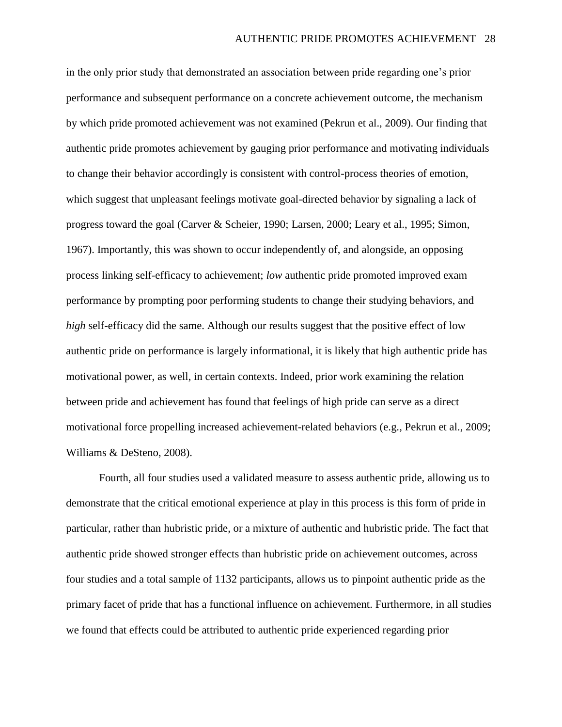in the only prior study that demonstrated an association between pride regarding one's prior performance and subsequent performance on a concrete achievement outcome, the mechanism by which pride promoted achievement was not examined (Pekrun et al., 2009). Our finding that authentic pride promotes achievement by gauging prior performance and motivating individuals to change their behavior accordingly is consistent with control-process theories of emotion, which suggest that unpleasant feelings motivate goal-directed behavior by signaling a lack of progress toward the goal (Carver & Scheier, 1990; Larsen, 2000; Leary et al., 1995; Simon, 1967). Importantly, this was shown to occur independently of, and alongside, an opposing process linking self-efficacy to achievement; *low* authentic pride promoted improved exam performance by prompting poor performing students to change their studying behaviors, and *high* self-efficacy did the same. Although our results suggest that the positive effect of low authentic pride on performance is largely informational, it is likely that high authentic pride has motivational power, as well, in certain contexts. Indeed, prior work examining the relation between pride and achievement has found that feelings of high pride can serve as a direct motivational force propelling increased achievement-related behaviors (e.g., Pekrun et al., 2009; Williams & DeSteno, 2008).

Fourth, all four studies used a validated measure to assess authentic pride, allowing us to demonstrate that the critical emotional experience at play in this process is this form of pride in particular, rather than hubristic pride, or a mixture of authentic and hubristic pride. The fact that authentic pride showed stronger effects than hubristic pride on achievement outcomes, across four studies and a total sample of 1132 participants, allows us to pinpoint authentic pride as the primary facet of pride that has a functional influence on achievement. Furthermore, in all studies we found that effects could be attributed to authentic pride experienced regarding prior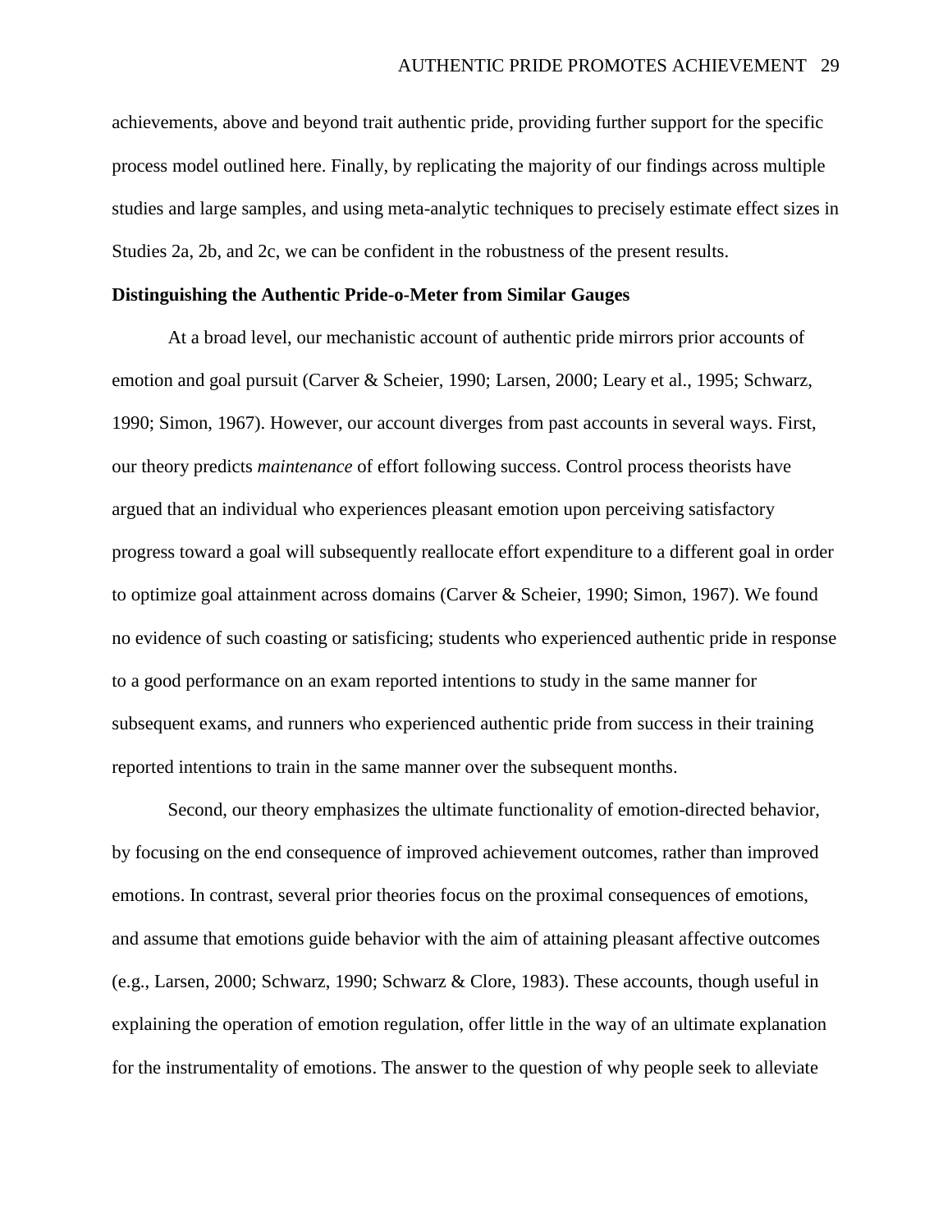achievements, above and beyond trait authentic pride, providing further support for the specific process model outlined here. Finally, by replicating the majority of our findings across multiple studies and large samples, and using meta-analytic techniques to precisely estimate effect sizes in Studies 2a, 2b, and 2c, we can be confident in the robustness of the present results.

**Distinguishing the Authentic Pride-o-Meter from Similar Gauges**

At a broad level, our mechanistic account of authentic pride mirrors prior accounts of emotion and goal pursuit (Carver & Scheier, 1990; Larsen, 2000; Leary et al., 1995; Schwarz, 1990; Simon, 1967). However, our account diverges from past accounts in several ways. First, our theory predicts *maintenance* of effort following success. Control process theorists have argued that an individual who experiences pleasant emotion upon perceiving satisfactory progress toward a goal will subsequently reallocate effort expenditure to a different goal in order to optimize goal attainment across domains (Carver & Scheier, 1990; Simon, 1967). We found no evidence of such coasting or satisficing; students who experienced authentic pride in response to a good performance on an exam reported intentions to study in the same manner for subsequent exams, and runners who experienced authentic pride from success in their training reported intentions to train in the same manner over the subsequent months.

Second, our theory emphasizes the ultimate functionality of emotion-directed behavior, by focusing on the end consequence of improved achievement outcomes, rather than improved emotions. In contrast, several prior theories focus on the proximal consequences of emotions, and assume that emotions guide behavior with the aim of attaining pleasant affective outcomes (e.g., Larsen, 2000; Schwarz, 1990; Schwarz & Clore, 1983). These accounts, though useful in explaining the operation of emotion regulation, offer little in the way of an ultimate explanation for the instrumentality of emotions. The answer to the question of why people seek to alleviate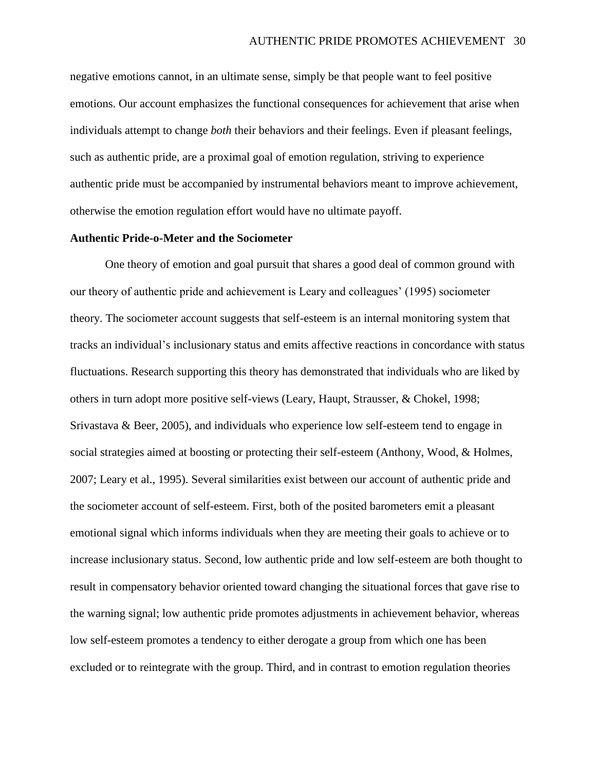negative emotions cannot, in an ultimate sense, simply be that people want to feel positive emotions. Our account emphasizes the functional consequences for achievement that arise when individuals attempt to change *both* their behaviors and their feelings. Even if pleasant feelings, such as authentic pride, are a proximal goal of emotion regulation, striving to experience authentic pride must be accompanied by instrumental behaviors meant to improve achievement, otherwise the emotion regulation effort would have no ultimate payoff.

**Authentic Pride-o-Meter and the Sociometer**

One theory of emotion and goal pursuit that shares a good deal of common ground with our theory of authentic pride and achievement is Leary and colleagues' (1995) sociometer theory. The sociometer account suggests that self-esteem is an internal monitoring system that tracks an individual's inclusionary status and emits affective reactions in concordance with status fluctuations. Research supporting this theory has demonstrated that individuals who are liked by others in turn adopt more positive self-views (Leary, Haupt, Strausser, & Chokel, 1998; Srivastava & Beer, 2005), and individuals who experience low self-esteem tend to engage in social strategies aimed at boosting or protecting their self-esteem (Anthony, Wood, & Holmes, 2007; Leary et al., 1995). Several similarities exist between our account of authentic pride and the sociometer account of self-esteem. First, both of the posited barometers emit a pleasant emotional signal which informs individuals when they are meeting their goals to achieve or to increase inclusionary status. Second, low authentic pride and low self-esteem are both thought to result in compensatory behavior oriented toward changing the situational forces that gave rise to the warning signal; low authentic pride promotes adjustments in achievement behavior, whereas low self-esteem promotes a tendency to either derogate a group from which one has been excluded or to reintegrate with the group. Third, and in contrast to emotion regulation theories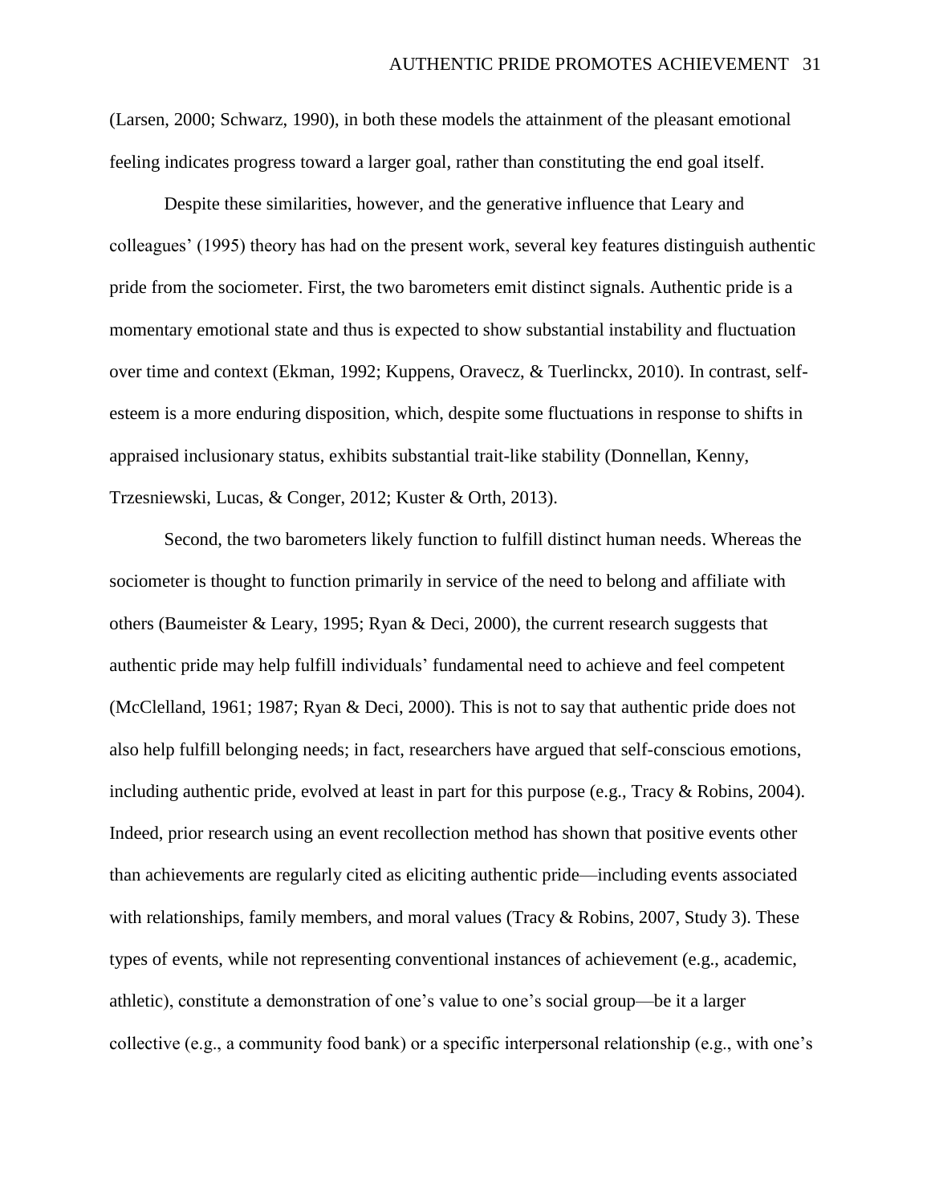(Larsen, 2000; Schwarz, 1990), in both these models the attainment of the pleasant emotional feeling indicates progress toward a larger goal, rather than constituting the end goal itself.

Despite these similarities, however, and the generative influence that Leary and colleagues' (1995) theory has had on the present work, several key features distinguish authentic pride from the sociometer. First, the two barometers emit distinct signals. Authentic pride is a momentary emotional state and thus is expected to show substantial instability and fluctuation over time and context (Ekman, 1992; Kuppens, Oravecz, & Tuerlinckx, 2010). In contrast, self-esteem is a more enduring disposition, which, despite some fluctuations in response to shifts in appraised inclusionary status, exhibits substantial trait-like stability (Donnellan, Kenny, Trzesniewski, Lucas, & Conger, 2012; Kuster & Orth, 2013).

Second, the two barometers likely function to fulfill distinct human needs. Whereas the sociometer is thought to function primarily in service of the need to belong and affiliate with others (Baumeister & Leary, 1995; Ryan & Deci, 2000), the current research suggests that authentic pride may help fulfill individuals' fundamental need to achieve and feel competent (McClelland, 1961; 1987; Ryan & Deci, 2000). This is not to say that authentic pride does not also help fulfill belonging needs; in fact, researchers have argued that self-conscious emotions, including authentic pride, evolved at least in part for this purpose (e.g., Tracy & Robins, 2004). Indeed, prior research using an event recollection method has shown that positive events other than achievements are regularly cited as eliciting authentic pride—including events associated with relationships, family members, and moral values (Tracy & Robins, 2007, Study 3). These types of events, while not representing conventional instances of achievement (e.g., academic, athletic), constitute a demonstration of one's value to one's social group—be it a larger collective (e.g., a community food bank) or a specific interpersonal relationship (e.g., with one's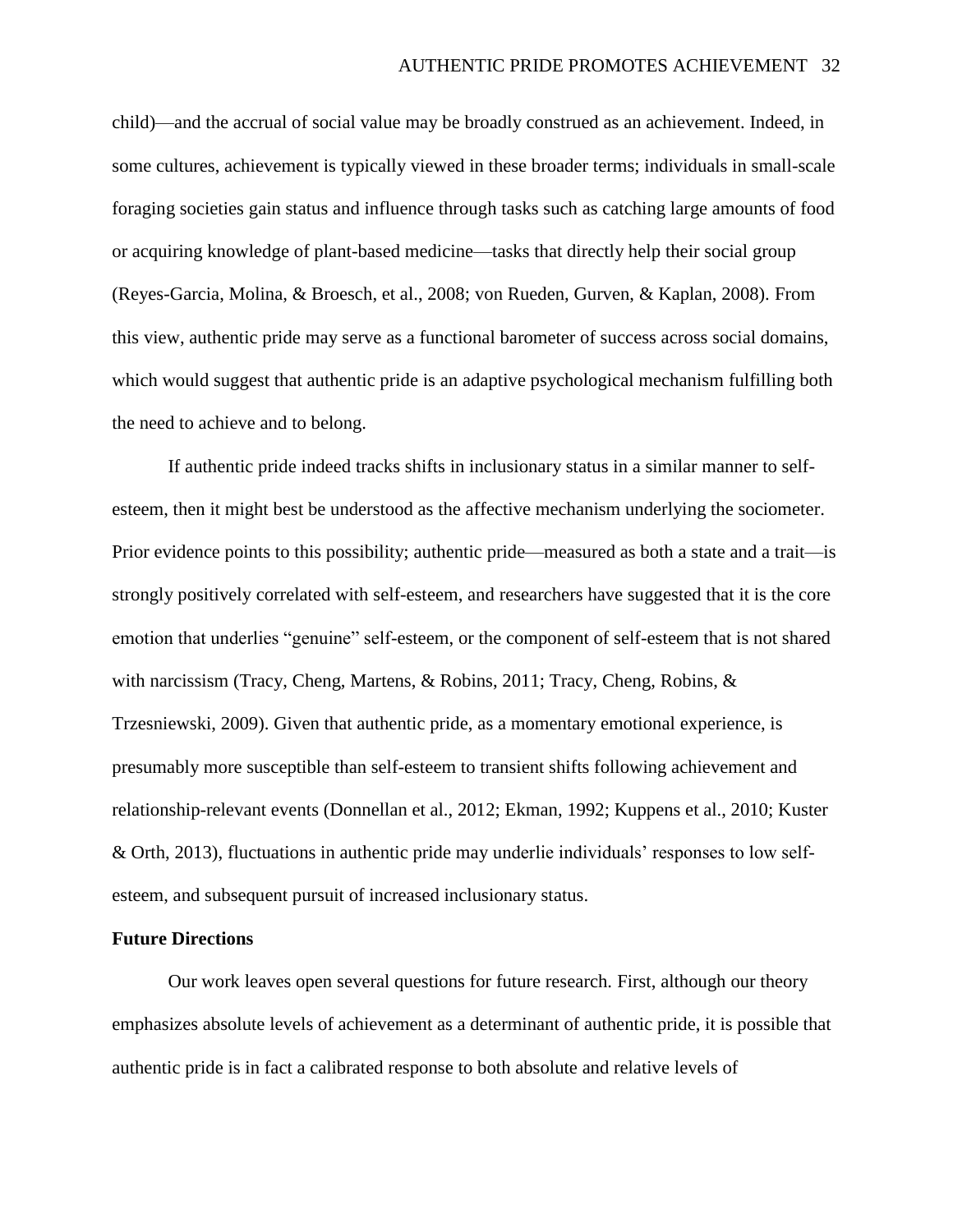child)—and the accrual of social value may be broadly construed as an achievement. Indeed, in some cultures, achievement is typically viewed in these broader terms; individuals in small-scale foraging societies gain status and influence through tasks such as catching large amounts of food or acquiring knowledge of plant-based medicine—tasks that directly help their social group (Reyes-Garcia, Molina, & Broesch, et al., 2008; von Rueden, Gurven, & Kaplan, 2008). From this view, authentic pride may serve as a functional barometer of success across social domains, which would suggest that authentic pride is an adaptive psychological mechanism fulfilling both the need to achieve and to belong.

If authentic pride indeed tracks shifts in inclusionary status in a similar manner to self-esteem, then it might best be understood as the affective mechanism underlying the sociometer. Prior evidence points to this possibility; authentic pride—measured as both a state and a trait—is strongly positively correlated with self-esteem, and researchers have suggested that it is the core emotion that underlies "genuine" self-esteem, or the component of self-esteem that is not shared with narcissism (Tracy, Cheng, Martens, & Robins, 2011; Tracy, Cheng, Robins, & Trzesniewski, 2009). Given that authentic pride, as a momentary emotional experience, is presumably more susceptible than self-esteem to transient shifts following achievement and relationship-relevant events (Donnellan et al., 2012; Ekman, 1992; Kuppens et al., 2010; Kuster & Orth, 2013), fluctuations in authentic pride may underlie individuals' responses to low self-esteem, and subsequent pursuit of increased inclusionary status.

## Future Directions

Our work leaves open several questions for future research. First, although our theory emphasizes absolute levels of achievement as a determinant of authentic pride, it is possible that authentic pride is in fact a calibrated response to both absolute and relative levels of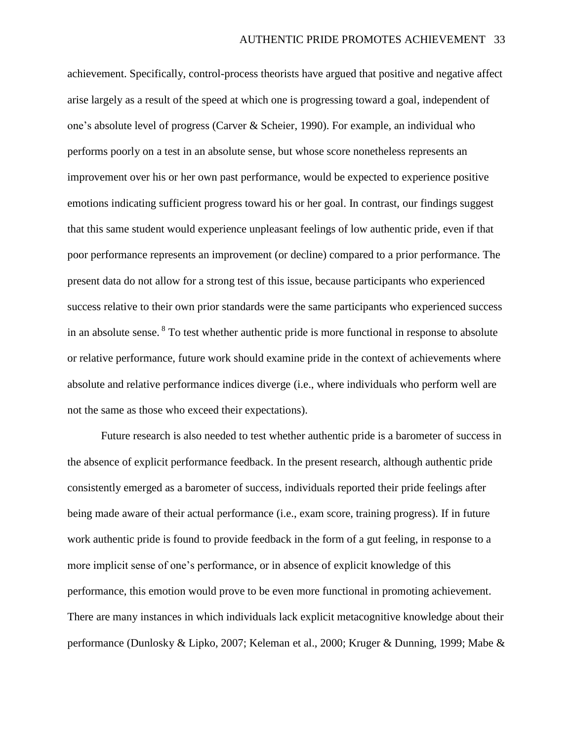achievement. Specifically, control-process theorists have argued that positive and negative affect arise largely as a result of the speed at which one is progressing toward a goal, independent of one's absolute level of progress (Carver & Scheier, 1990). For example, an individual who performs poorly on a test in an absolute sense, but whose score nonetheless represents an improvement over his or her own past performance, would be expected to experience positive emotions indicating sufficient progress toward his or her goal. In contrast, our findings suggest that this same student would experience unpleasant feelings of low authentic pride, even if that poor performance represents an improvement (or decline) compared to a prior performance. The present data do not allow for a strong test of this issue, because participants who experienced success relative to their own prior standards were the same participants who experienced success in an absolute sense. [8] To test whether authentic pride is more functional in response to absolute or relative performance, future work should examine pride in the context of achievements where absolute and relative performance indices diverge (i.e., where individuals who perform well are not the same as those who exceed their expectations).

Future research is also needed to test whether authentic pride is a barometer of success in the absence of explicit performance feedback. In the present research, although authentic pride consistently emerged as a barometer of success, individuals reported their pride feelings after being made aware of their actual performance (i.e., exam score, training progress). If in future work authentic pride is found to provide feedback in the form of a gut feeling, in response to a more implicit sense of one's performance, or in absence of explicit knowledge of this performance, this emotion would prove to be even more functional in promoting achievement. There are many instances in which individuals lack explicit metacognitive knowledge about their performance (Dunlosky & Lipko, 2007; Keleman et al., 2000; Kruger & Dunning, 1999; Mabe &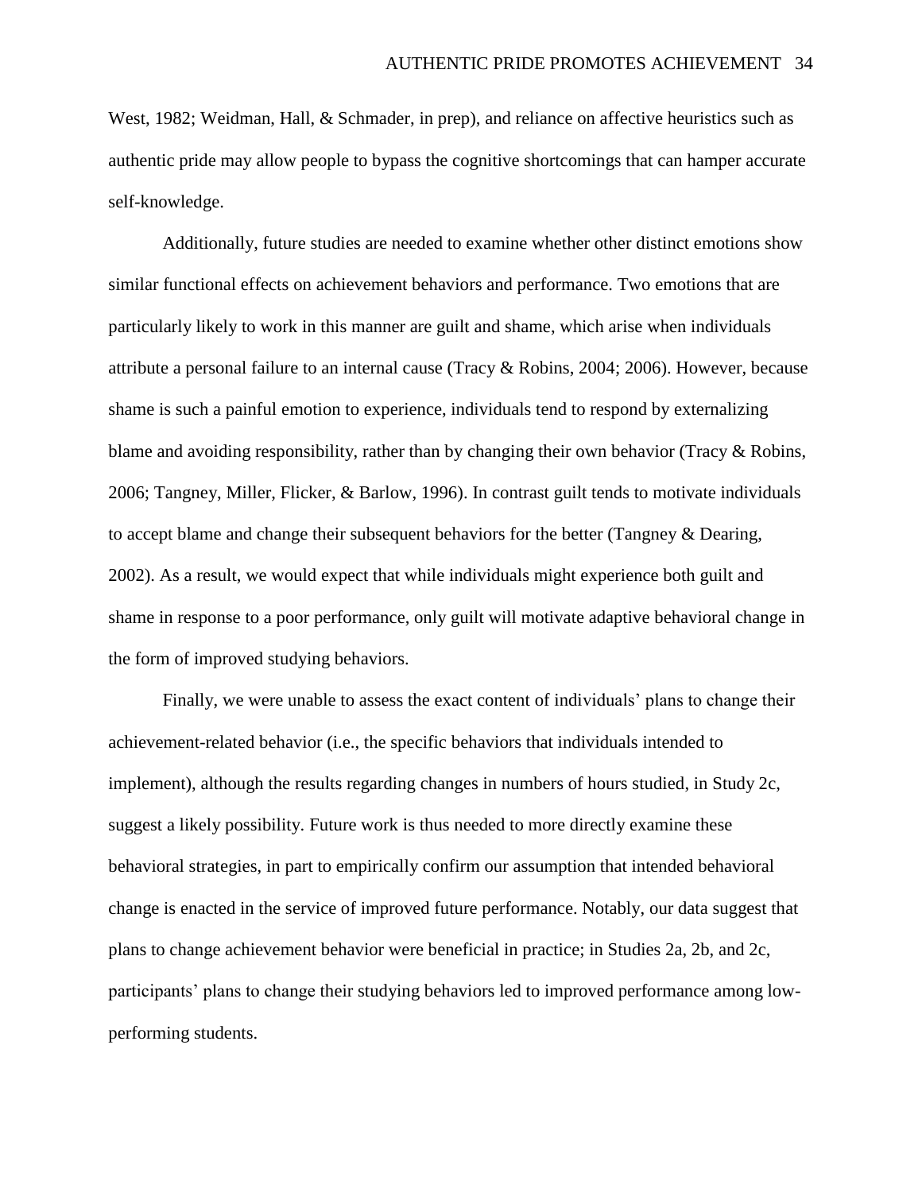West, 1982; Weidman, Hall, & Schmader, in prep), and reliance on affective heuristics such as authentic pride may allow people to bypass the cognitive shortcomings that can hamper accurate self-knowledge.

Additionally, future studies are needed to examine whether other distinct emotions show similar functional effects on achievement behaviors and performance. Two emotions that are particularly likely to work in this manner are guilt and shame, which arise when individuals attribute a personal failure to an internal cause (Tracy & Robins, 2004; 2006). However, because shame is such a painful emotion to experience, individuals tend to respond by externalizing blame and avoiding responsibility, rather than by changing their own behavior (Tracy & Robins, 2006; Tangney, Miller, Flicker, & Barlow, 1996). In contrast guilt tends to motivate individuals to accept blame and change their subsequent behaviors for the better (Tangney & Dearing, 2002). As a result, we would expect that while individuals might experience both guilt and shame in response to a poor performance, only guilt will motivate adaptive behavioral change in the form of improved studying behaviors.

Finally, we were unable to assess the exact content of individuals' plans to change their achievement-related behavior (i.e., the specific behaviors that individuals intended to implement), although the results regarding changes in numbers of hours studied, in Study 2c, suggest a likely possibility. Future work is thus needed to more directly examine these behavioral strategies, in part to empirically confirm our assumption that intended behavioral change is enacted in the service of improved future performance. Notably, our data suggest that plans to change achievement behavior were beneficial in practice; in Studies 2a, 2b, and 2c, participants' plans to change their studying behaviors led to improved performance among low-performing students.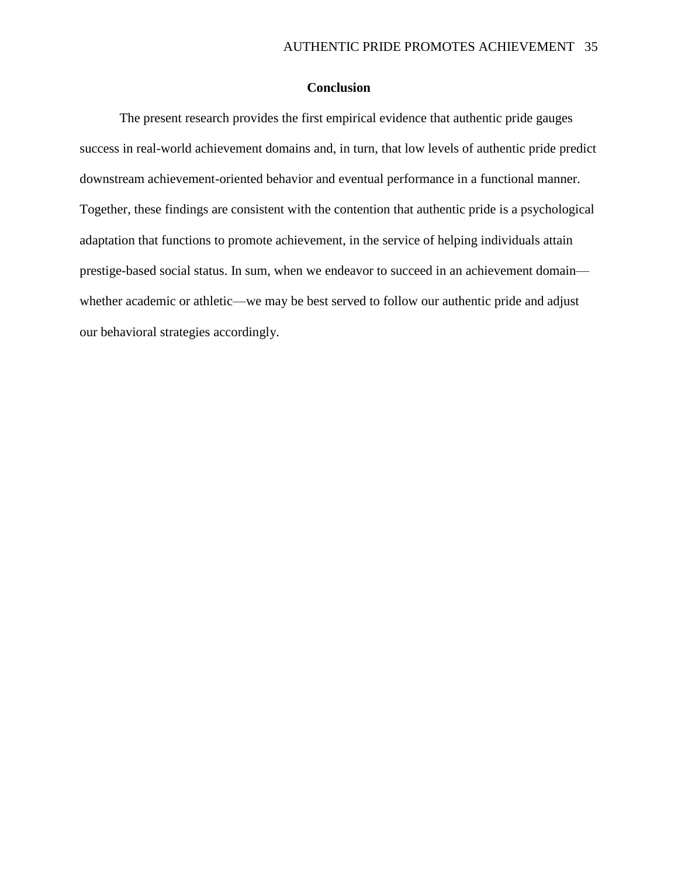## Conclusion

The present research provides the first empirical evidence that authentic pride gauges success in real-world achievement domains and, in turn, that low levels of authentic pride predict downstream achievement-oriented behavior and eventual performance in a functional manner. Together, these findings are consistent with the contention that authentic pride is a psychological adaptation that functions to promote achievement, in the service of helping individuals attain prestige-based social status. In sum, when we endeavor to succeed in an achievement domain—whether academic or athletic—we may be best served to follow our authentic pride and adjust our behavioral strategies accordingly.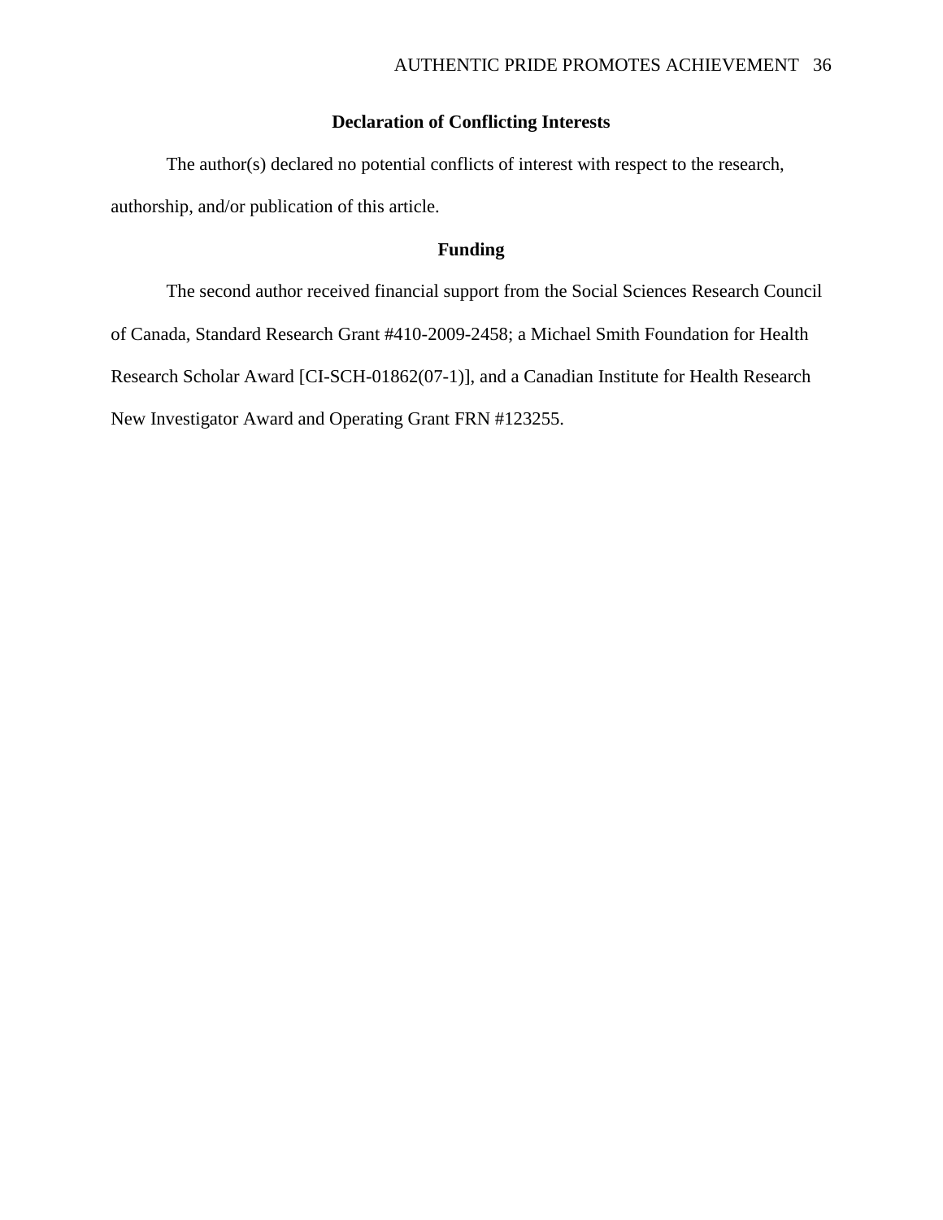## Declaration of Conflicting Interests

The author(s) declared no potential conflicts of interest with respect to the research, authorship, and/or publication of this article.

## Funding

The second author received financial support from the Social Sciences Research Council of Canada, Standard Research Grant #410-2009-2458; a Michael Smith Foundation for Health Research Scholar Award [CI-SCH-01862(07-1)], and a Canadian Institute for Health Research New Investigator Award and Operating Grant FRN #123255.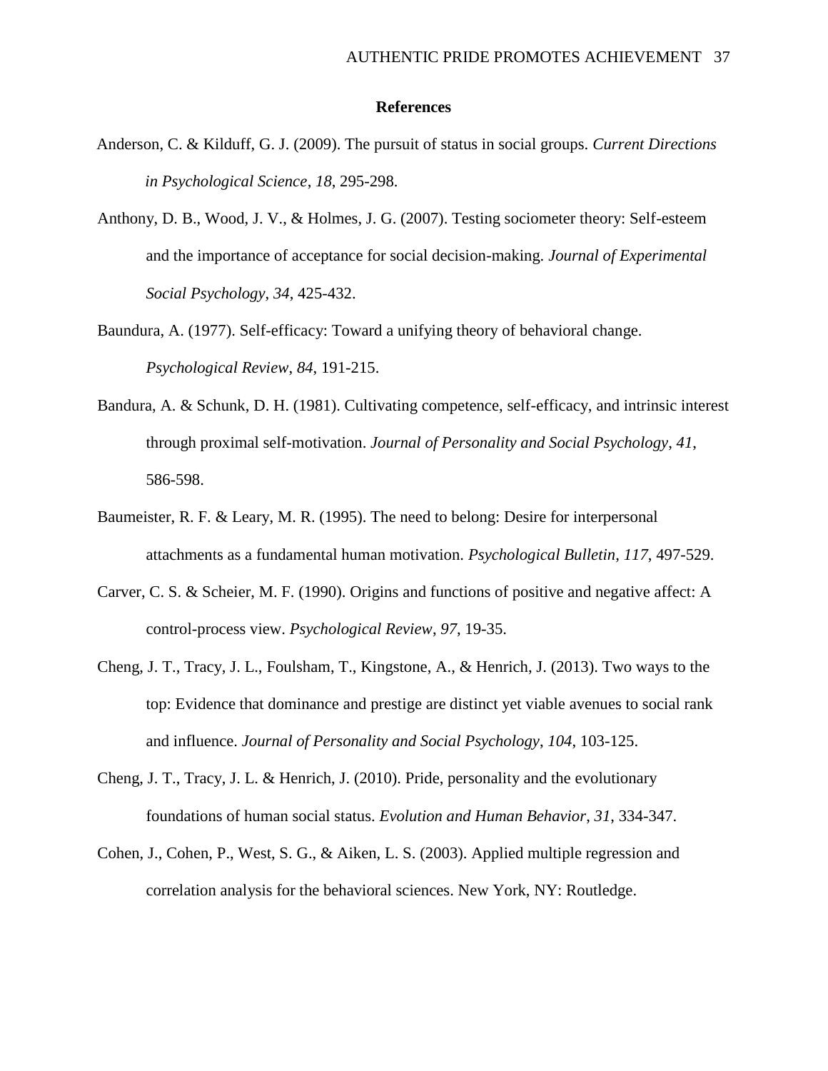# References

Anderson, C. & Kilduff, G. J. (2009). The pursuit of status in social groups. *Current Directions in Psychological Science*, *18*, 295-298.

Anthony, D. B., Wood, J. V., & Holmes, J. G. (2007). Testing sociometer theory: Self-esteem and the importance of acceptance for social decision-making. *Journal of Experimental Social Psychology*, *34*, 425-432.

Baundura, A. (1977). Self-efficacy: Toward a unifying theory of behavioral change. *Psychological Review*, *84*, 191-215.

Bandura, A. & Schunk, D. H. (1981). Cultivating competence, self-efficacy, and intrinsic interest through proximal self-motivation. *Journal of Personality and Social Psychology*, *41*, 586-598.

Baumeister, R. F. & Leary, M. R. (1995). The need to belong: Desire for interpersonal attachments as a fundamental human motivation. *Psychological Bulletin*, *117*, 497-529.

Carver, C. S. & Scheier, M. F. (1990). Origins and functions of positive and negative affect: A control-process view. *Psychological Review*, *97*, 19-35.

Cheng, J. T., Tracy, J. L., Foulsham, T., Kingstone, A., & Henrich, J. (2013). Two ways to the top: Evidence that dominance and prestige are distinct yet viable avenues to social rank and influence. *Journal of Personality and Social Psychology*, *104*, 103-125.

Cheng, J. T., Tracy, J. L. & Henrich, J. (2010). Pride, personality and the evolutionary foundations of human social status. *Evolution and Human Behavior*, *31*, 334-347.

Cohen, J., Cohen, P., West, S. G., & Aiken, L. S. (2003). Applied multiple regression and correlation analysis for the behavioral sciences. New York, NY: Routledge.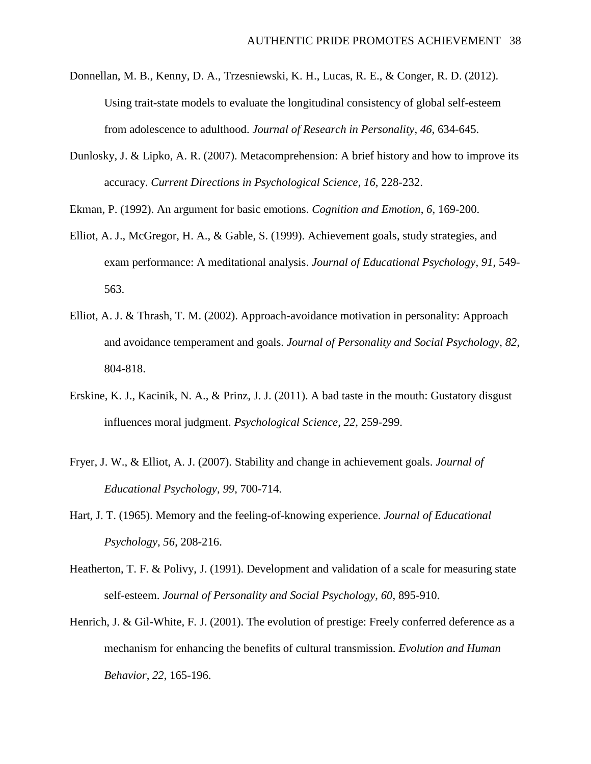Donnellan, M. B., Kenny, D. A., Trzesniewski, K. H., Lucas, R. E., & Conger, R. D. (2012). Using trait-state models to evaluate the longitudinal consistency of global self-esteem from adolescence to adulthood. *Journal of Research in Personality*, *46*, 634-645.

Dunlosky, J. & Lipko, A. R. (2007). Metacomprehension: A brief history and how to improve its accuracy. *Current Directions in Psychological Science*, *16*, 228-232.

Ekman, P. (1992). An argument for basic emotions. *Cognition and Emotion*, *6*, 169-200.

Elliot, A. J., McGregor, H. A., & Gable, S. (1999). Achievement goals, study strategies, and exam performance: A meditational analysis. *Journal of Educational Psychology*, *91*, 549-563.

Elliot, A. J. & Thrash, T. M. (2002). Approach-avoidance motivation in personality: Approach and avoidance temperament and goals. *Journal of Personality and Social Psychology*, *82*, 804-818.

Erskine, K. J., Kacinik, N. A., & Prinz, J. J. (2011). A bad taste in the mouth: Gustatory disgust influences moral judgment. *Psychological Science*, *22*, 259-299.

Fryer, J. W., & Elliot, A. J. (2007). Stability and change in achievement goals. *Journal of Educational Psychology*, *99*, 700-714.

Hart, J. T. (1965). Memory and the feeling-of-knowing experience. *Journal of Educational Psychology*, *56*, 208-216.

Heatherton, T. F. & Polivy, J. (1991). Development and validation of a scale for measuring state self-esteem. *Journal of Personality and Social Psychology*, *60*, 895-910.

Henrich, J. & Gil-White, F. J. (2001). The evolution of prestige: Freely conferred deference as a mechanism for enhancing the benefits of cultural transmission. *Evolution and Human Behavior*, *22*, 165-196.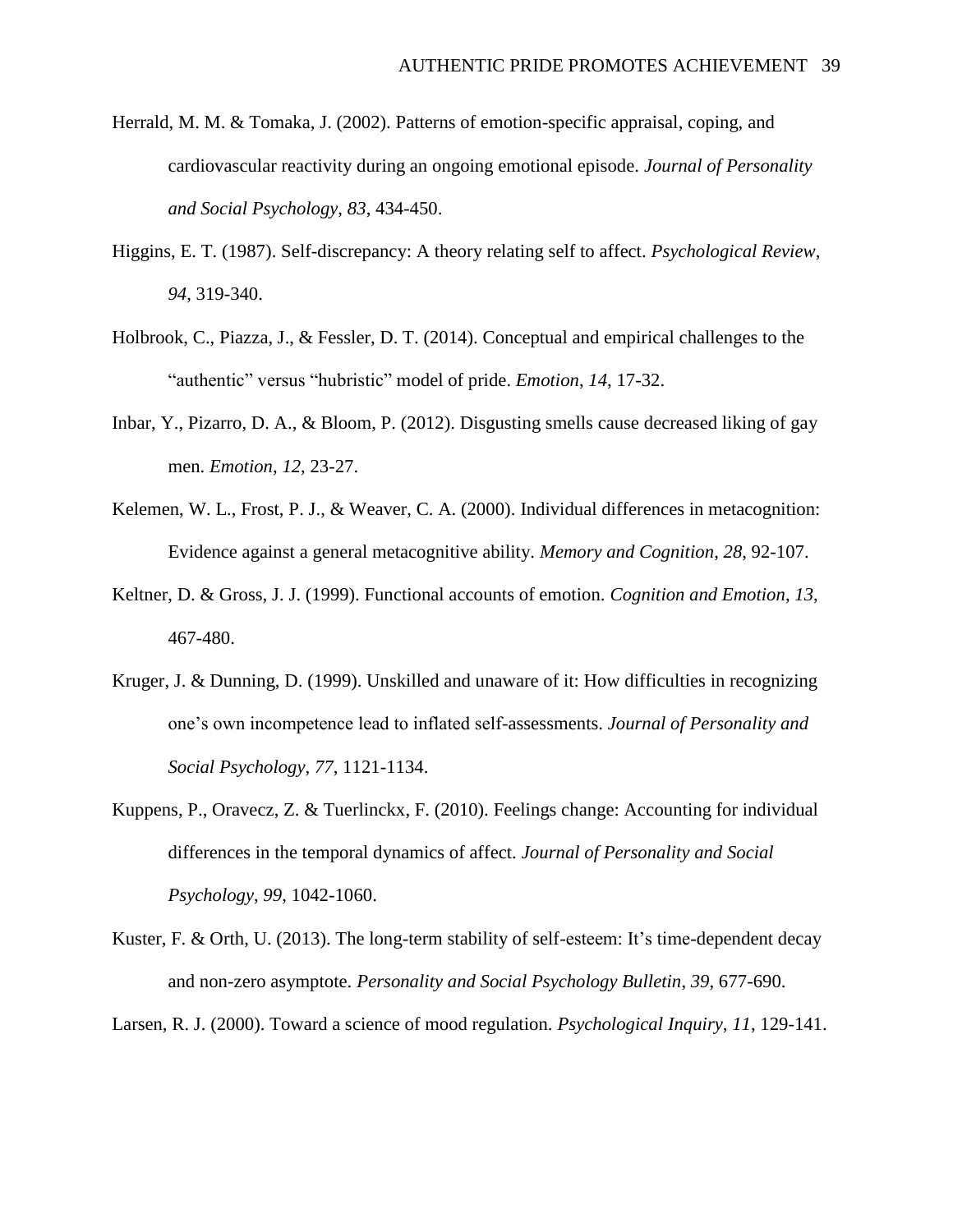Herrald, M. M. & Tomaka, J. (2002). Patterns of emotion-specific appraisal, coping, and cardiovascular reactivity during an ongoing emotional episode. *Journal of Personality and Social Psychology*, *83*, 434-450.

Higgins, E. T. (1987). Self-discrepancy: A theory relating self to affect. *Psychological Review*, *94*, 319-340.

Holbrook, C., Piazza, J., & Fessler, D. T. (2014). Conceptual and empirical challenges to the "authentic" versus "hubristic" model of pride. *Emotion*, *14*, 17-32.

Inbar, Y., Pizarro, D. A., & Bloom, P. (2012). Disgusting smells cause decreased liking of gay men. *Emotion*, *12*, 23-27.

Kelemen, W. L., Frost, P. J., & Weaver, C. A. (2000). Individual differences in metacognition: Evidence against a general metacognitive ability. *Memory and Cognition*, *28*, 92-107.

Keltner, D. & Gross, J. J. (1999). Functional accounts of emotion. *Cognition and Emotion*, *13*, 467-480.

Kruger, J. & Dunning, D. (1999). Unskilled and unaware of it: How difficulties in recognizing one's own incompetence lead to inflated self-assessments. *Journal of Personality and Social Psychology*, *77*, 1121-1134.

Kuppens, P., Oravecz, Z. & Tuerlinckx, F. (2010). Feelings change: Accounting for individual differences in the temporal dynamics of affect. *Journal of Personality and Social Psychology*, *99*, 1042-1060.

Kuster, F. & Orth, U. (2013). The long-term stability of self-esteem: It's time-dependent decay and non-zero asymptote. *Personality and Social Psychology Bulletin*, *39*, 677-690.

Larsen, R. J. (2000). Toward a science of mood regulation. *Psychological Inquiry*, *11*, 129-141.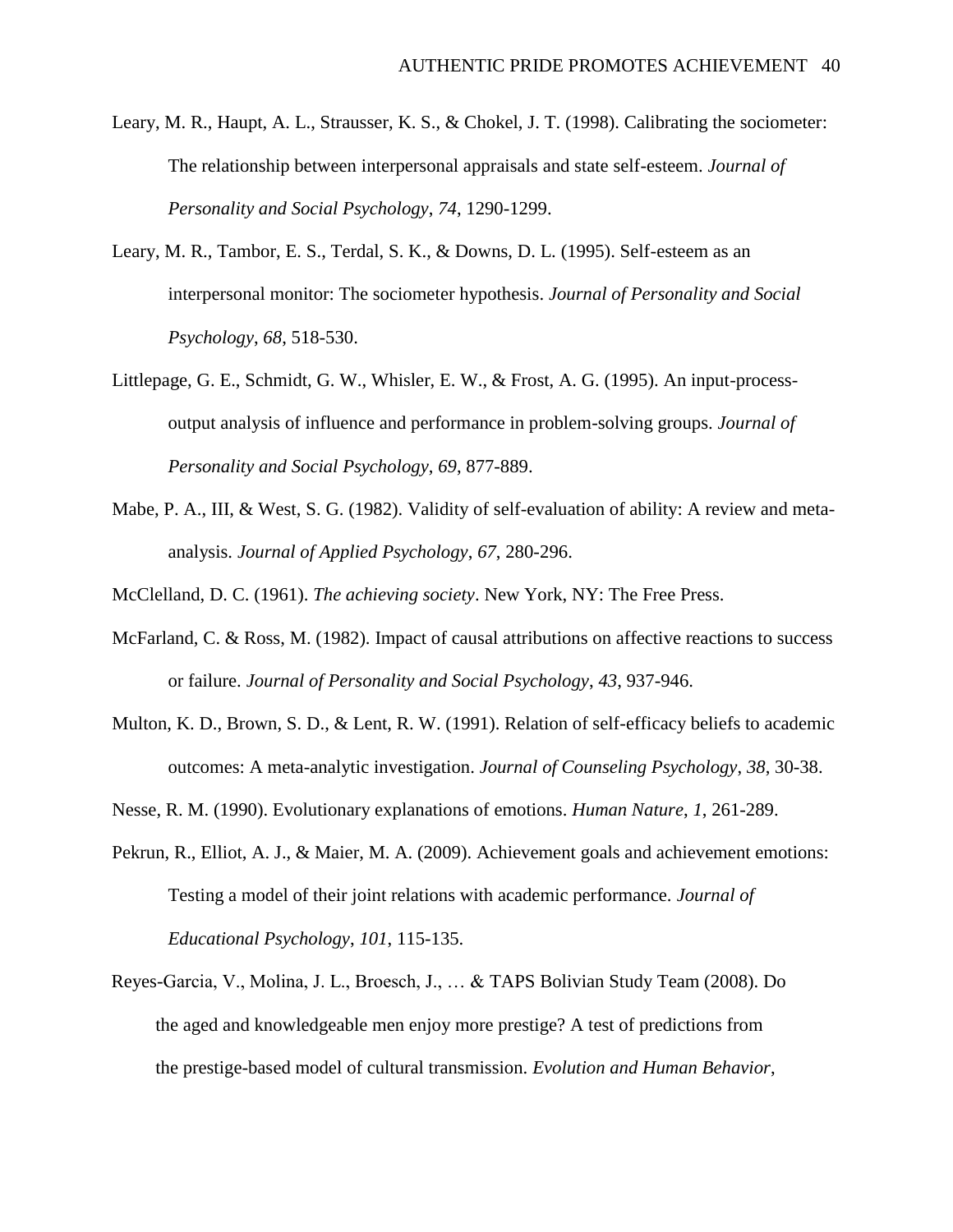Leary, M. R., Haupt, A. L., Strausser, K. S., & Chokel, J. T. (1998). Calibrating the sociometer: The relationship between interpersonal appraisals and state self-esteem. *Journal of Personality and Social Psychology*, *74*, 1290-1299.

Leary, M. R., Tambor, E. S., Terdal, S. K., & Downs, D. L. (1995). Self-esteem as an interpersonal monitor: The sociometer hypothesis. *Journal of Personality and Social Psychology*, *68*, 518-530.

Littlepage, G. E., Schmidt, G. W., Whisler, E. W., & Frost, A. G. (1995). An input-process-output analysis of influence and performance in problem-solving groups. *Journal of Personality and Social Psychology*, *69*, 877-889.

Mabe, P. A., III, & West, S. G. (1982). Validity of self-evaluation of ability: A review and meta-analysis. *Journal of Applied Psychology*, *67*, 280-296.

McClelland, D. C. (1961). *The achieving society*. New York, NY: The Free Press.

McFarland, C. & Ross, M. (1982). Impact of causal attributions on affective reactions to success or failure. *Journal of Personality and Social Psychology*, *43*, 937-946.

Multon, K. D., Brown, S. D., & Lent, R. W. (1991). Relation of self-efficacy beliefs to academic outcomes: A meta-analytic investigation. *Journal of Counseling Psychology*, *38*, 30-38.

Nesse, R. M. (1990). Evolutionary explanations of emotions. *Human Nature*, *1*, 261-289.

Pekrun, R., Elliot, A. J., & Maier, M. A. (2009). Achievement goals and achievement emotions: Testing a model of their joint relations with academic performance. *Journal of Educational Psychology*, *101*, 115-135.

Reyes-Garcia, V., Molina, J. L., Broesch, J., … & TAPS Bolivian Study Team (2008). Do the aged and knowledgeable men enjoy more prestige? A test of predictions from the prestige-based model of cultural transmission. *Evolution and Human Behavior*,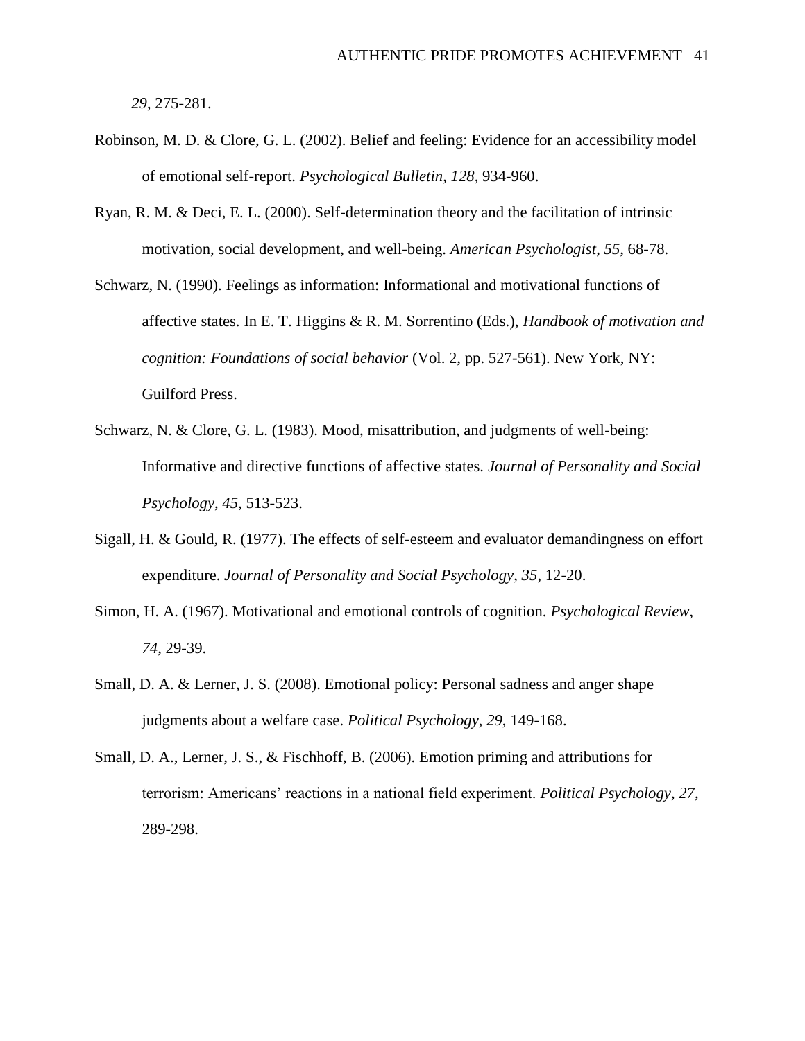*29*, 275-281.

Robinson, M. D. & Clore, G. L. (2002). Belief and feeling: Evidence for an accessibility model of emotional self-report. *Psychological Bulletin*, *128*, 934-960.

Ryan, R. M. & Deci, E. L. (2000). Self-determination theory and the facilitation of intrinsic motivation, social development, and well-being. *American Psychologist*, *55*, 68-78.

Schwarz, N. (1990). Feelings as information: Informational and motivational functions of affective states. In E. T. Higgins & R. M. Sorrentino (Eds.), *Handbook of motivation and cognition: Foundations of social behavior* (Vol. 2, pp. 527-561). New York, NY: Guilford Press.

Schwarz, N. & Clore, G. L. (1983). Mood, misattribution, and judgments of well-being: Informative and directive functions of affective states. *Journal of Personality and Social Psychology*, *45*, 513-523.

Sigall, H. & Gould, R. (1977). The effects of self-esteem and evaluator demandingness on effort expenditure. *Journal of Personality and Social Psychology*, *35*, 12-20.

Simon, H. A. (1967). Motivational and emotional controls of cognition. *Psychological Review*, *74*, 29-39.

Small, D. A. & Lerner, J. S. (2008). Emotional policy: Personal sadness and anger shape judgments about a welfare case. *Political Psychology*, *29*, 149-168.

Small, D. A., Lerner, J. S., & Fischhoff, B. (2006). Emotion priming and attributions for terrorism: Americans' reactions in a national field experiment. *Political Psychology*, *27*, 289-298.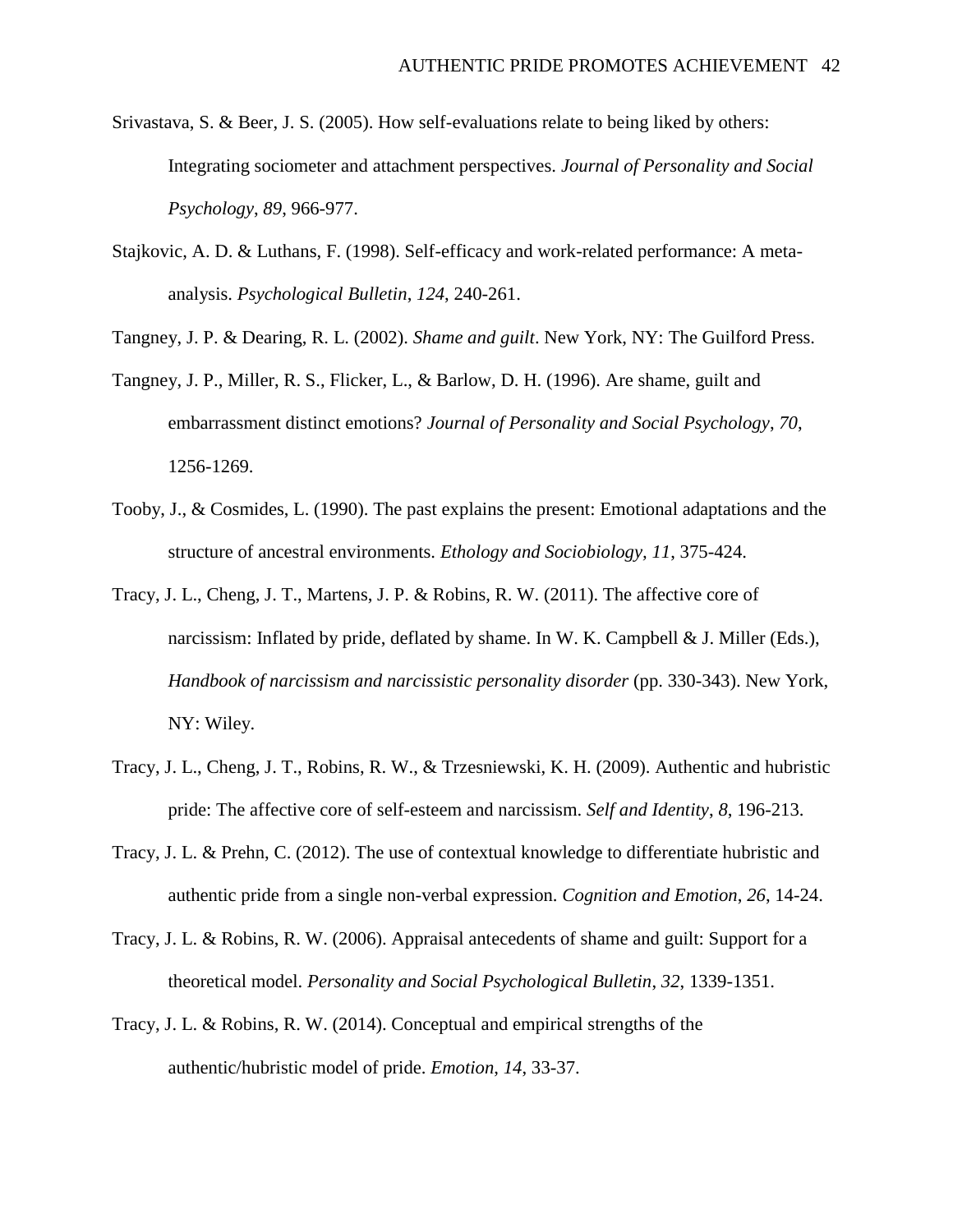Srivastava, S. & Beer, J. S. (2005). How self-evaluations relate to being liked by others: Integrating sociometer and attachment perspectives. *Journal of Personality and Social Psychology*, *89*, 966-977.

Stajkovic, A. D. & Luthans, F. (1998). Self-efficacy and work-related performance: A meta-analysis. *Psychological Bulletin*, *124*, 240-261.

Tangney, J. P. & Dearing, R. L. (2002). *Shame and guilt*. New York, NY: The Guilford Press.

Tangney, J. P., Miller, R. S., Flicker, L., & Barlow, D. H. (1996). Are shame, guilt and embarrassment distinct emotions? *Journal of Personality and Social Psychology*, *70*, 1256-1269.

Tooby, J., & Cosmides, L. (1990). The past explains the present: Emotional adaptations and the structure of ancestral environments. *Ethology and Sociobiology, 11*, 375-424.

Tracy, J. L., Cheng, J. T., Martens, J. P. & Robins, R. W. (2011). The affective core of narcissism: Inflated by pride, deflated by shame. In W. K. Campbell & J. Miller (Eds.), *Handbook of narcissism and narcissistic personality disorder* (pp. 330-343). New York, NY: Wiley.

Tracy, J. L., Cheng, J. T., Robins, R. W., & Trzesniewski, K. H. (2009). Authentic and hubristic pride: The affective core of self-esteem and narcissism. *Self and Identity*, *8*, 196-213.

Tracy, J. L. & Prehn, C. (2012). The use of contextual knowledge to differentiate hubristic and authentic pride from a single non-verbal expression. *Cognition and Emotion*, *26*, 14-24.

Tracy, J. L. & Robins, R. W. (2006). Appraisal antecedents of shame and guilt: Support for a theoretical model. *Personality and Social Psychological Bulletin*, *32*, 1339-1351.

Tracy, J. L. & Robins, R. W. (2014). Conceptual and empirical strengths of the authentic/hubristic model of pride. *Emotion*, *14*, 33-37.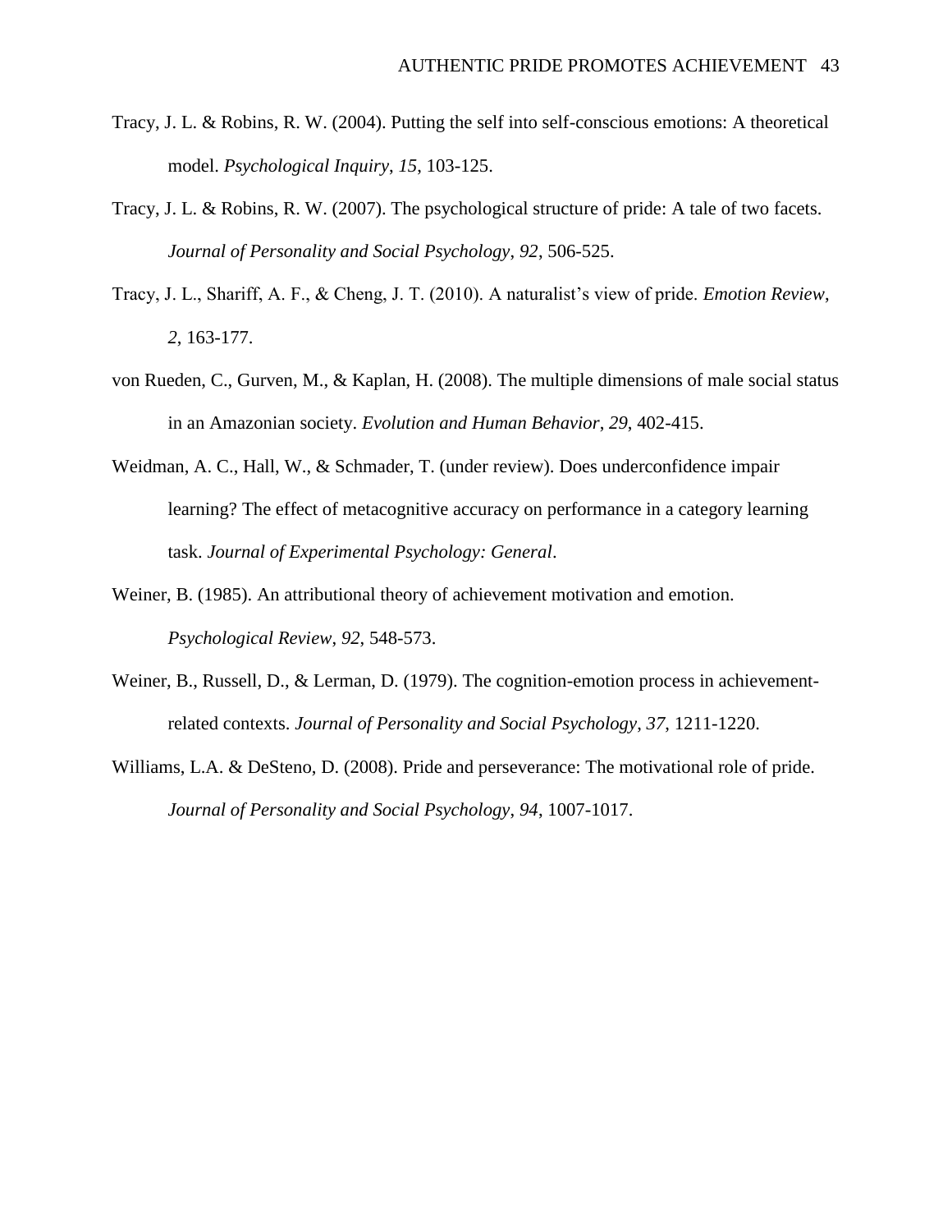Tracy, J. L. & Robins, R. W. (2004). Putting the self into self-conscious emotions: A theoretical model. *Psychological Inquiry*, *15*, 103-125.

Tracy, J. L. & Robins, R. W. (2007). The psychological structure of pride: A tale of two facets. *Journal of Personality and Social Psychology*, *92*, 506-525.

Tracy, J. L., Shariff, A. F., & Cheng, J. T. (2010). A naturalist's view of pride. *Emotion Review*, *2*, 163-177.

von Rueden, C., Gurven, M., & Kaplan, H. (2008). The multiple dimensions of male social status in an Amazonian society. *Evolution and Human Behavior*, *29*, 402-415.

Weidman, A. C., Hall, W., & Schmader, T. (under review). Does underconfidence impair learning? The effect of metacognitive accuracy on performance in a category learning task. *Journal of Experimental Psychology: General*.

Weiner, B. (1985). An attributional theory of achievement motivation and emotion. *Psychological Review*, *92*, 548-573.

Weiner, B., Russell, D., & Lerman, D. (1979). The cognition-emotion process in achievement-related contexts. *Journal of Personality and Social Psychology*, *37*, 1211-1220.

Williams, L.A. & DeSteno, D. (2008). Pride and perseverance: The motivational role of pride. *Journal of Personality and Social Psychology*, *94*, 1007-1017.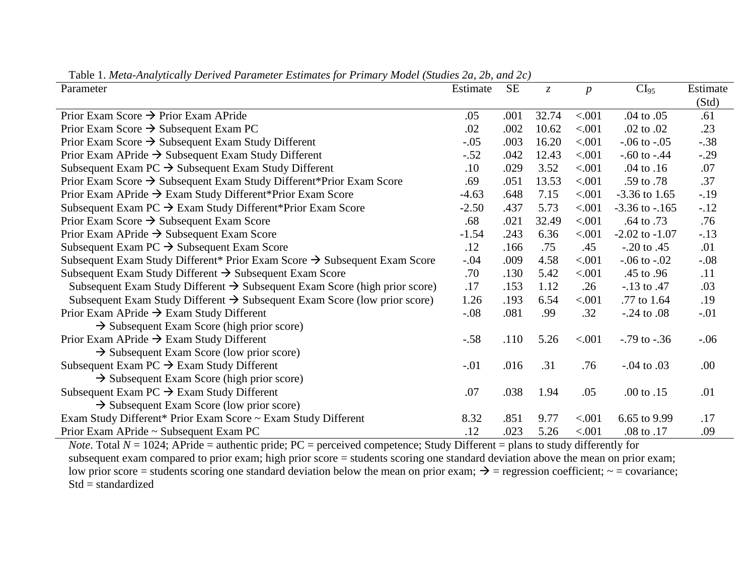Table 1. *Meta-Analytically Derived Parameter Estimates for Primary Model (Studies 2a, 2b, and 2c)*

| Parameter | Estimate | SE | *z* | *p* | $CI_{95}$ | Estimate (Std) |
|---|---|---|---|---|---|---|
| Prior Exam Score → Prior Exam APride | .05 | .001 | 32.74 | <.001 | .04 to .05 | .61 |
| Prior Exam Score → Subsequent Exam PC | .02 | .002 | 10.62 | <.001 | .02 to .02 | .23 |
| Prior Exam Score → Subsequent Exam Study Different | -.05 | .003 | 16.20 | <.001 | -.06 to -.05 | -.38 |
| Prior Exam APride → Subsequent Exam Study Different | -.52 | .042 | 12.43 | <.001 | -.60 to -.44 | -.29 |
| Subsequent Exam PC → Subsequent Exam Study Different | .10 | .029 | 3.52 | <.001 | .04 to .16 | .07 |
| Prior Exam Score → Subsequent Exam Study Different*Prior Exam Score | .69 | .051 | 13.53 | <.001 | .59 to .78 | .37 |
| Prior Exam APride → Exam Study Different*Prior Exam Score | -4.63 | .648 | 7.15 | <.001 | -3.36 to 1.65 | -.19 |
| Subsequent Exam PC → Exam Study Different*Prior Exam Score | -2.50 | .437 | 5.73 | <.001 | -3.36 to -.165 | -.12 |
| Prior Exam Score → Subsequent Exam Score | .68 | .021 | 32.49 | <.001 | .64 to .73 | .76 |
| Prior Exam APride → Subsequent Exam Score | -1.54 | .243 | 6.36 | <.001 | -2.02 to -1.07 | -.13 |
| Subsequent Exam PC → Subsequent Exam Score | .12 | .166 | .75 | .45 | -.20 to .45 | .01 |
| Subsequent Exam Study Different* Prior Exam Score → Subsequent Exam Score | -.04 | .009 | 4.58 | <.001 | -.06 to -.02 | -.08 |
| Subsequent Exam Study Different → Subsequent Exam Score | .70 | .130 | 5.42 | <.001 | .45 to .96 | .11 |
| Subsequent Exam Study Different → Subsequent Exam Score (high prior score) | .17 | .153 | 1.12 | .26 | -.13 to .47 | .03 |
| Subsequent Exam Study Different → Subsequent Exam Score (low prior score) | 1.26 | .193 | 6.54 | <.001 | .77 to 1.64 | .19 |
| Prior Exam APride → Exam Study Different → Subsequent Exam Score (high prior score) | -.08 | .081 | .99 | .32 | -.24 to .08 | -.01 |
| Prior Exam APride → Exam Study Different → Subsequent Exam Score (low prior score) | -.58 | .110 | 5.26 | <.001 | -.79 to -.36 | -.06 |
| Subsequent Exam PC → Exam Study Different → Subsequent Exam Score (high prior score) | -.01 | .016 | .31 | .76 | -.04 to .03 | .00 |
| Subsequent Exam PC → Exam Study Different → Subsequent Exam Score (low prior score) | .07 | .038 | 1.94 | .05 | .00 to .15 | .01 |
| Exam Study Different* Prior Exam Score ~ Exam Study Different | 8.32 | .851 | 9.77 | <.001 | 6.65 to 9.99 | .17 |
| Prior Exam APride ~ Subsequent Exam PC | .12 | .023 | 5.26 | <.001 | .08 to .17 | .09 |

*Note*. Total $N$ = 1024; APride = authentic pride; PC = perceived competence; Study Different = plans to study differently for subsequent exam compared to prior exam; high prior score = students scoring one standard deviation above the mean on prior exam; low prior score = students scoring one standard deviation below the mean on prior exam; → = regression coefficient; ~ = covariance; Std = standardized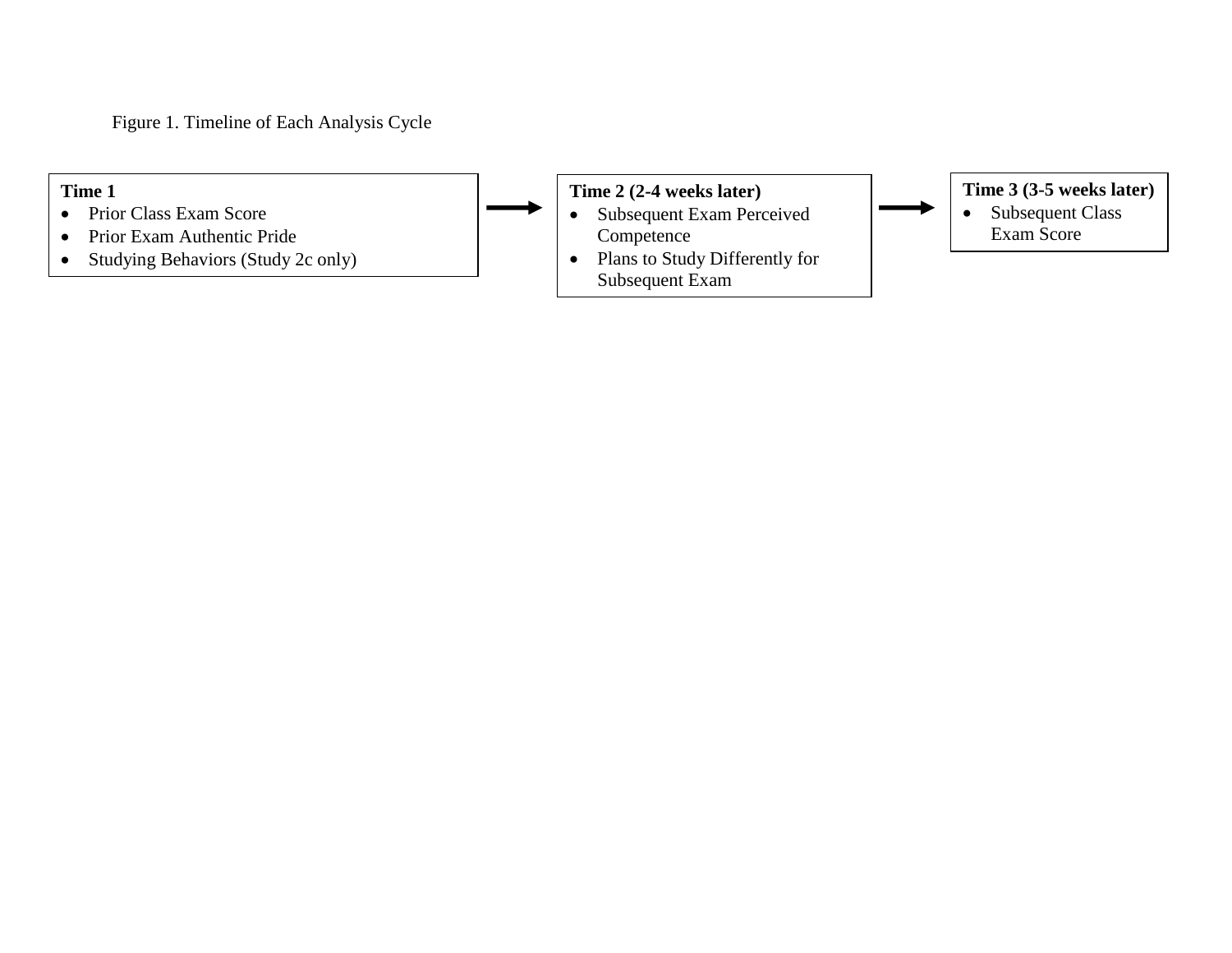Figure 1. Timeline of Each Analysis Cycle

**Time 1**

- Prior Class Exam Score
- Prior Exam Authentic Pride
- Studying Behaviors (Study 2c only)

→

**Time 2 (2-4 weeks later)**

- Subsequent Exam Perceived Competence
- Plans to Study Differently for Subsequent Exam

→

**Time 3 (3-5 weeks later)**

- Subsequent Class Exam Score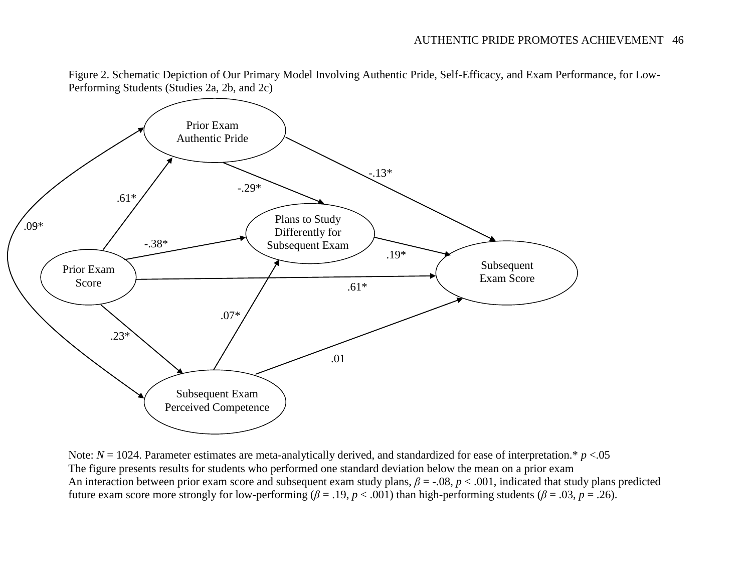Figure 2. Schematic Depiction of Our Primary Model Involving Authentic Pride, Self-Efficacy, and Exam Performance, for Low-Performing Students (Studies 2a, 2b, and 2c)

Prior Exam Authentic Pride

Plans to Study Differently for Subsequent Exam

Prior Exam Score

Subsequent Exam Score

Subsequent Exam Perceived Competence

-.13*

-.29*

.61*

.09*

-.38*

.19*

.61*

.07*

.23*

.01

Note: $N$ = 1024. Parameter estimates are meta-analytically derived, and standardized for ease of interpretation.* $p$ <.05
The figure presents results for students who performed one standard deviation below the mean on a prior exam
An interaction between prior exam score and subsequent exam study plans, $\beta = -.08$, $p < .001$, indicated that study plans predicted future exam score more strongly for low-performing ($\beta = .19$, $p < .001$) than high-performing students ($\beta = .03$, $p = .26$).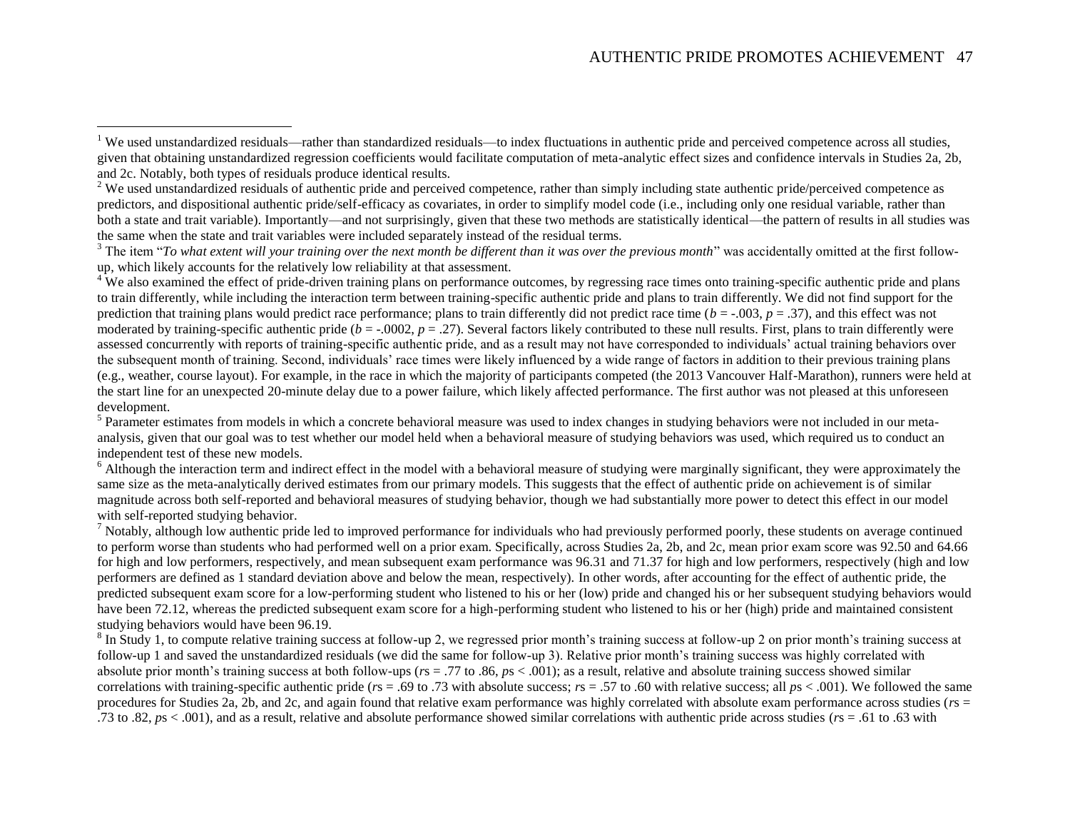[1] We used unstandardized residuals—rather than standardized residuals—to index fluctuations in authentic pride and perceived competence across all studies, given that obtaining unstandardized regression coefficients would facilitate computation of meta-analytic effect sizes and confidence intervals in Studies 2a, 2b, and 2c. Notably, both types of residuals produce identical results.

[2] We used unstandardized residuals of authentic pride and perceived competence, rather than simply including state authentic pride/perceived competence as predictors, and dispositional authentic pride/self-efficacy as covariates, in order to simplify model code (i.e., including only one residual variable, rather than both a state and trait variable). Importantly—and not surprisingly, given that these two methods are statistically identical—the pattern of results in all studies was the same when the state and trait variables were included separately instead of the residual terms.

[3] The item "*To what extent will your training over the next month be different than it was over the previous month*" was accidentally omitted at the first follow-up, which likely accounts for the relatively low reliability at that assessment.

[4] We also examined the effect of pride-driven training plans on performance outcomes, by regressing race times onto training-specific authentic pride and plans to train differently, while including the interaction term between training-specific authentic pride and plans to train differently. We did not find support for the prediction that training plans would predict race performance; plans to train differently did not predict race time ($b$ = -.003, $p$ = .37), and this effect was not moderated by training-specific authentic pride ($b$ = -.0002, $p$ = .27). Several factors likely contributed to these null results. First, plans to train differently were assessed concurrently with reports of training-specific authentic pride, and as a result may not have corresponded to individuals' actual training behaviors over the subsequent month of training. Second, individuals' race times were likely influenced by a wide range of factors in addition to their previous training plans (e.g., weather, course layout). For example, in the race in which the majority of participants competed (the 2013 Vancouver Half-Marathon), runners were held at the start line for an unexpected 20-minute delay due to a power failure, which likely affected performance. The first author was not pleased at this unforeseen development.

[5] Parameter estimates from models in which a concrete behavioral measure was used to index changes in studying behaviors were not included in our meta-analysis, given that our goal was to test whether our model held when a behavioral measure of studying behaviors was used, which required us to conduct an independent test of these new models.

[6] Although the interaction term and indirect effect in the model with a behavioral measure of studying were marginally significant, they were approximately the same size as the meta-analytically derived estimates from our primary models. This suggests that the effect of authentic pride on achievement is of similar magnitude across both self-reported and behavioral measures of studying behavior, though we had substantially more power to detect this effect in our model with self-reported studying behavior.

[7] Notably, although low authentic pride led to improved performance for individuals who had previously performed poorly, these students on average continued to perform worse than students who had performed well on a prior exam. Specifically, across Studies 2a, 2b, and 2c, mean prior exam score was 92.50 and 64.66 for high and low performers, respectively, and mean subsequent exam performance was 96.31 and 71.37 for high and low performers, respectively (high and low performers are defined as 1 standard deviation above and below the mean, respectively). In other words, after accounting for the effect of authentic pride, the predicted subsequent exam score for a low-performing student who listened to his or her (low) pride and changed his or her subsequent studying behaviors would have been 72.12, whereas the predicted subsequent exam score for a high-performing student who listened to his or her (high) pride and maintained consistent studying behaviors would have been 96.19.

[8] In Study 1, to compute relative training success at follow-up 2, we regressed prior month's training success at follow-up 2 on prior month's training success at follow-up 1 and saved the unstandardized residuals (we did the same for follow-up 3). Relative prior month's training success was highly correlated with absolute prior month's training success at both follow-ups ($r$s = .77 to .86, $p$s < .001); as a result, relative and absolute training success showed similar correlations with training-specific authentic pride ($r$s = .69 to .73 with absolute success; $r$s = .57 to .60 with relative success; all $p$s < .001). We followed the same procedures for Studies 2a, 2b, and 2c, and again found that relative exam performance was highly correlated with absolute exam performance across studies ($r$s = .73 to .82, $p$s < .001), and as a result, relative and absolute performance showed similar correlations with authentic pride across studies ($r$s = .61 to .63 with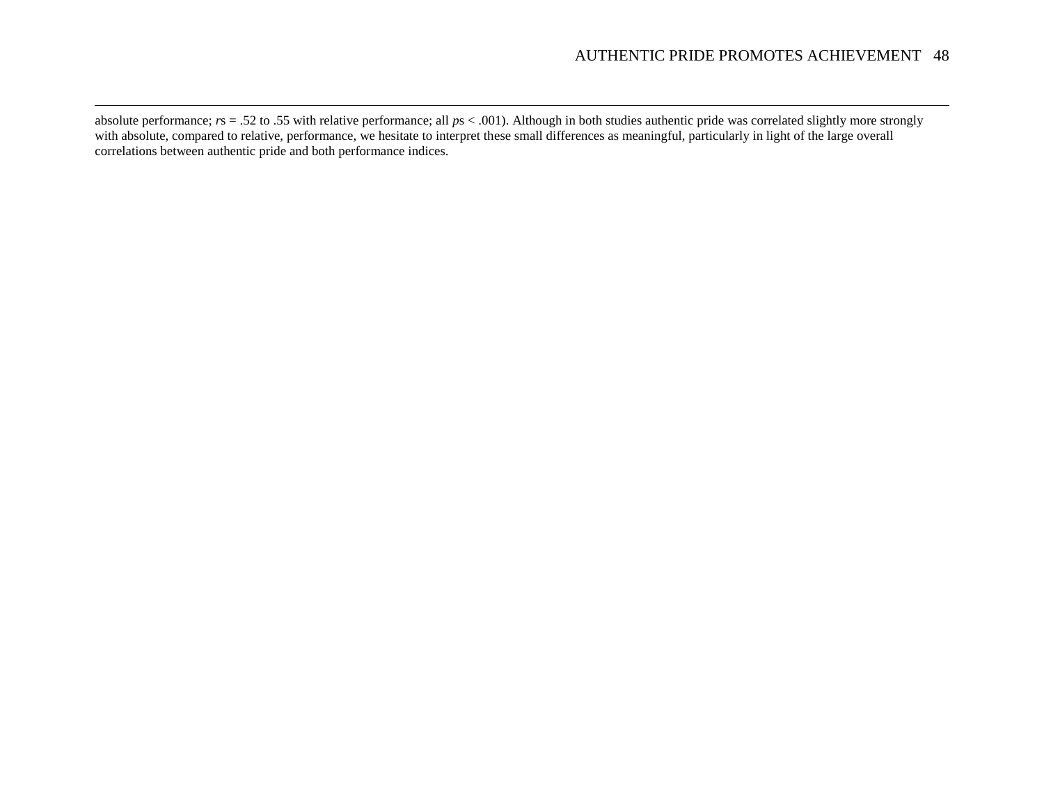absolute performance; $r$s = .52 to .55 with relative performance; all $p$s < .001). Although in both studies authentic pride was correlated slightly more strongly with absolute, compared to relative, performance, we hesitate to interpret these small differences as meaningful, particularly in light of the large overall correlations between authentic pride and both performance indices.